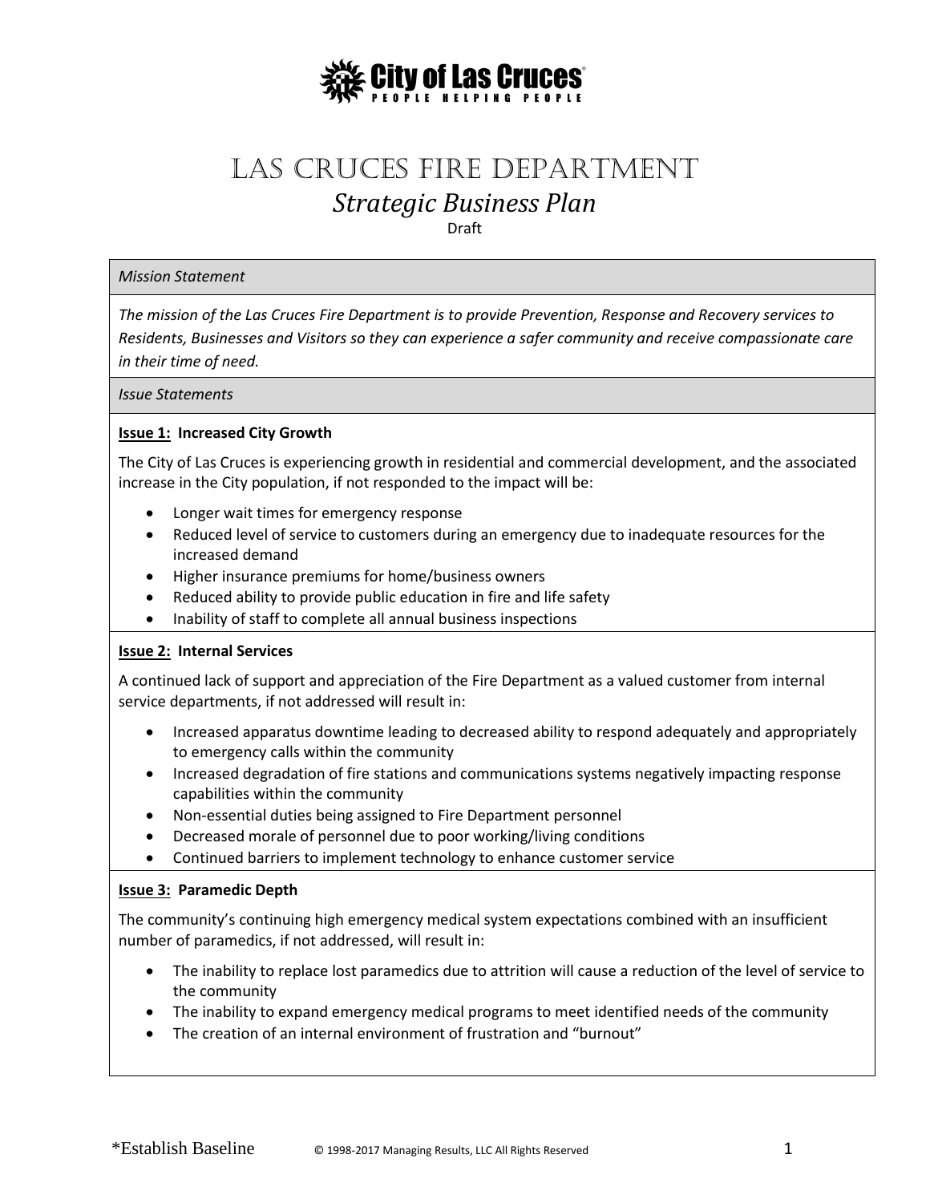**City of Las Cruces**
PEOPLE HELPING PEOPLE

# Las Cruces Fire Department

## *Strategic Business Plan*

Draft

*Mission Statement*

*The mission of the Las Cruces Fire Department is to provide Prevention, Response and Recovery services to Residents, Businesses and Visitors so they can experience a safer community and receive compassionate care in their time of need.*

*Issue Statements*

**Issue 1: Increased City Growth**

The City of Las Cruces is experiencing growth in residential and commercial development, and the associated increase in the City population, if not responded to the impact will be:

- Longer wait times for emergency response
- Reduced level of service to customers during an emergency due to inadequate resources for the increased demand
- Higher insurance premiums for home/business owners
- Reduced ability to provide public education in fire and life safety
- Inability of staff to complete all annual business inspections

**Issue 2: Internal Services**

A continued lack of support and appreciation of the Fire Department as a valued customer from internal service departments, if not addressed will result in:

- Increased apparatus downtime leading to decreased ability to respond adequately and appropriately to emergency calls within the community
- Increased degradation of fire stations and communications systems negatively impacting response capabilities within the community
- Non-essential duties being assigned to Fire Department personnel
- Decreased morale of personnel due to poor working/living conditions
- Continued barriers to implement technology to enhance customer service

**Issue 3: Paramedic Depth**

The community's continuing high emergency medical system expectations combined with an insufficient number of paramedics, if not addressed, will result in:

- The inability to replace lost paramedics due to attrition will cause a reduction of the level of service to the community
- The inability to expand emergency medical programs to meet identified needs of the community
- The creation of an internal environment of frustration and "burnout"

*Establish Baseline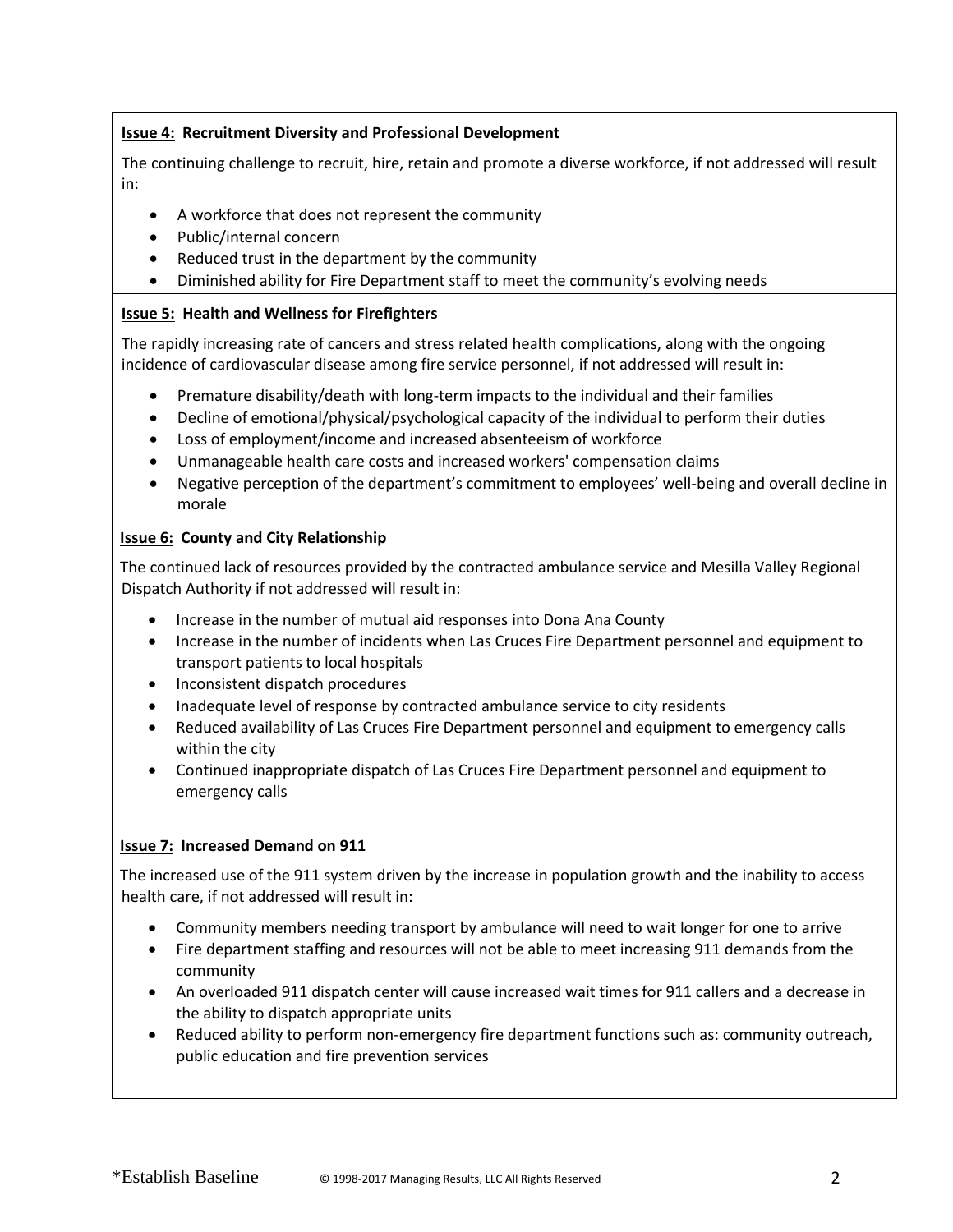**Issue 4: Recruitment Diversity and Professional Development**

The continuing challenge to recruit, hire, retain and promote a diverse workforce, if not addressed will result in:

- A workforce that does not represent the community
- Public/internal concern
- Reduced trust in the department by the community
- Diminished ability for Fire Department staff to meet the community's evolving needs

**Issue 5: Health and Wellness for Firefighters**

The rapidly increasing rate of cancers and stress related health complications, along with the ongoing incidence of cardiovascular disease among fire service personnel, if not addressed will result in:

- Premature disability/death with long-term impacts to the individual and their families
- Decline of emotional/physical/psychological capacity of the individual to perform their duties
- Loss of employment/income and increased absenteeism of workforce
- Unmanageable health care costs and increased workers' compensation claims
- Negative perception of the department's commitment to employees' well-being and overall decline in morale

**Issue 6: County and City Relationship**

The continued lack of resources provided by the contracted ambulance service and Mesilla Valley Regional Dispatch Authority if not addressed will result in:

- Increase in the number of mutual aid responses into Dona Ana County
- Increase in the number of incidents when Las Cruces Fire Department personnel and equipment to transport patients to local hospitals
- Inconsistent dispatch procedures
- Inadequate level of response by contracted ambulance service to city residents
- Reduced availability of Las Cruces Fire Department personnel and equipment to emergency calls within the city
- Continued inappropriate dispatch of Las Cruces Fire Department personnel and equipment to emergency calls

**Issue 7: Increased Demand on 911**

The increased use of the 911 system driven by the increase in population growth and the inability to access health care, if not addressed will result in:

- Community members needing transport by ambulance will need to wait longer for one to arrive
- Fire department staffing and resources will not be able to meet increasing 911 demands from the community
- An overloaded 911 dispatch center will cause increased wait times for 911 callers and a decrease in the ability to dispatch appropriate units
- Reduced ability to perform non-emergency fire department functions such as: community outreach, public education and fire prevention services

*Establish Baseline © 1998-2017 Managing Results, LLC All Rights Reserved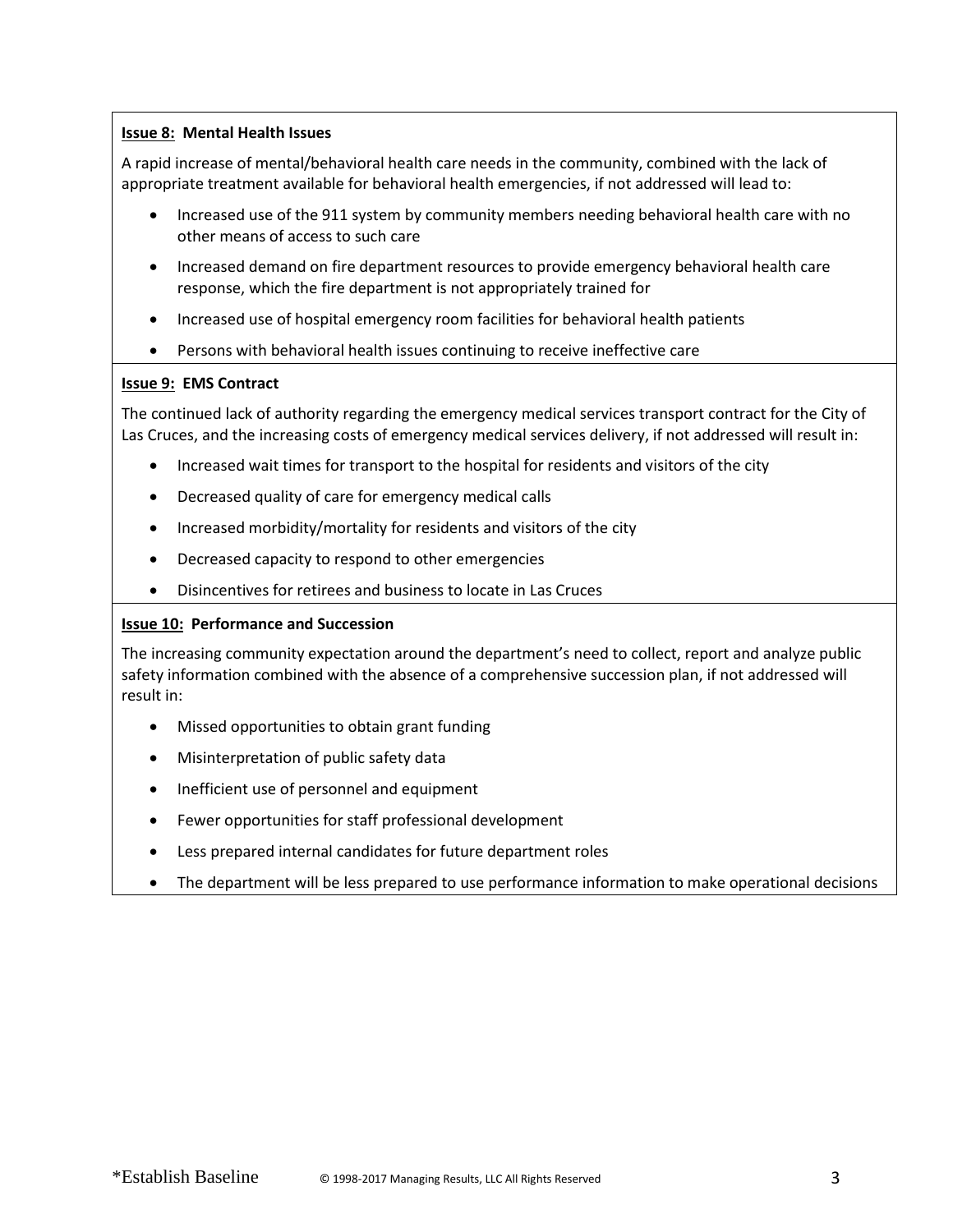**Issue 8: Mental Health Issues**

A rapid increase of mental/behavioral health care needs in the community, combined with the lack of appropriate treatment available for behavioral health emergencies, if not addressed will lead to:

- Increased use of the 911 system by community members needing behavioral health care with no other means of access to such care
- Increased demand on fire department resources to provide emergency behavioral health care response, which the fire department is not appropriately trained for
- Increased use of hospital emergency room facilities for behavioral health patients
- Persons with behavioral health issues continuing to receive ineffective care

**Issue 9: EMS Contract**

The continued lack of authority regarding the emergency medical services transport contract for the City of Las Cruces, and the increasing costs of emergency medical services delivery, if not addressed will result in:

- Increased wait times for transport to the hospital for residents and visitors of the city
- Decreased quality of care for emergency medical calls
- Increased morbidity/mortality for residents and visitors of the city
- Decreased capacity to respond to other emergencies
- Disincentives for retirees and business to locate in Las Cruces

**Issue 10: Performance and Succession**

The increasing community expectation around the department's need to collect, report and analyze public safety information combined with the absence of a comprehensive succession plan, if not addressed will result in:

- Missed opportunities to obtain grant funding
- Misinterpretation of public safety data
- Inefficient use of personnel and equipment
- Fewer opportunities for staff professional development
- Less prepared internal candidates for future department roles
- The department will be less prepared to use performance information to make operational decisions

*Establish Baseline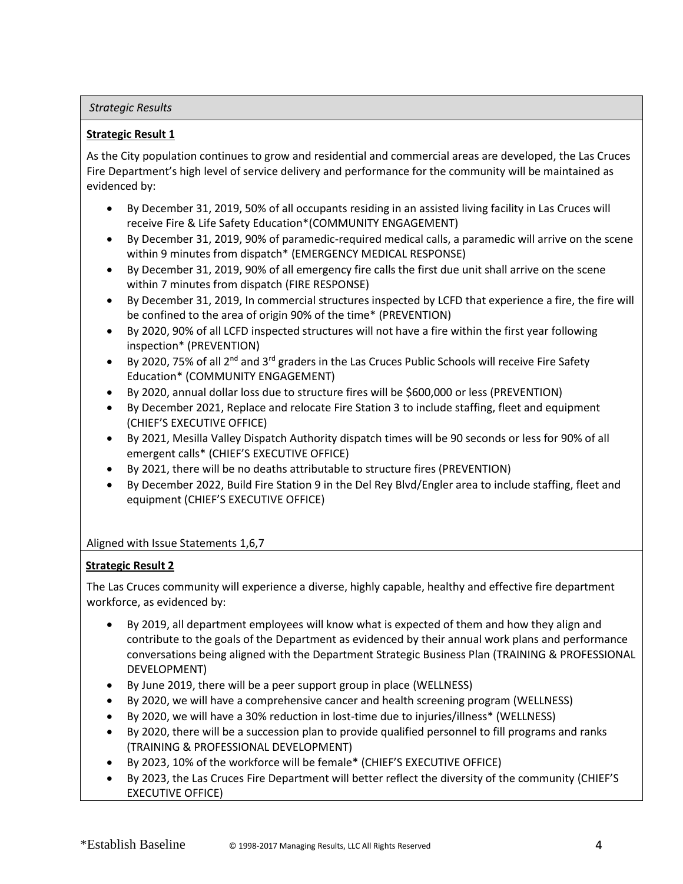*Strategic Results*

**Strategic Result 1**

As the City population continues to grow and residential and commercial areas are developed, the Las Cruces Fire Department's high level of service delivery and performance for the community will be maintained as evidenced by:

- By December 31, 2019, 50% of all occupants residing in an assisted living facility in Las Cruces will receive Fire & Life Safety Education*(COMMUNITY ENGAGEMENT)
- By December 31, 2019, 90% of paramedic-required medical calls, a paramedic will arrive on the scene within 9 minutes from dispatch* (EMERGENCY MEDICAL RESPONSE)
- By December 31, 2019, 90% of all emergency fire calls the first due unit shall arrive on the scene within 7 minutes from dispatch (FIRE RESPONSE)
- By December 31, 2019, In commercial structures inspected by LCFD that experience a fire, the fire will be confined to the area of origin 90% of the time* (PREVENTION)
- By 2020, 90% of all LCFD inspected structures will not have a fire within the first year following inspection* (PREVENTION)
- By 2020, 75% of all 2nd and 3rd graders in the Las Cruces Public Schools will receive Fire Safety Education* (COMMUNITY ENGAGEMENT)
- By 2020, annual dollar loss due to structure fires will be $600,000 or less (PREVENTION)
- By December 2021, Replace and relocate Fire Station 3 to include staffing, fleet and equipment (CHIEF'S EXECUTIVE OFFICE)
- By 2021, Mesilla Valley Dispatch Authority dispatch times will be 90 seconds or less for 90% of all emergent calls* (CHIEF'S EXECUTIVE OFFICE)
- By 2021, there will be no deaths attributable to structure fires (PREVENTION)
- By December 2022, Build Fire Station 9 in the Del Rey Blvd/Engler area to include staffing, fleet and equipment (CHIEF'S EXECUTIVE OFFICE)

Aligned with Issue Statements 1,6,7

**Strategic Result 2**

The Las Cruces community will experience a diverse, highly capable, healthy and effective fire department workforce, as evidenced by:

- By 2019, all department employees will know what is expected of them and how they align and contribute to the goals of the Department as evidenced by their annual work plans and performance conversations being aligned with the Department Strategic Business Plan (TRAINING & PROFESSIONAL DEVELOPMENT)
- By June 2019, there will be a peer support group in place (WELLNESS)
- By 2020, we will have a comprehensive cancer and health screening program (WELLNESS)
- By 2020, we will have a 30% reduction in lost-time due to injuries/illness* (WELLNESS)
- By 2020, there will be a succession plan to provide qualified personnel to fill programs and ranks (TRAINING & PROFESSIONAL DEVELOPMENT)
- By 2023, 10% of the workforce will be female* (CHIEF'S EXECUTIVE OFFICE)
- By 2023, the Las Cruces Fire Department will better reflect the diversity of the community (CHIEF'S EXECUTIVE OFFICE)

*Establish Baseline

© 1998-2017 Managing Results, LLC All Rights Reserved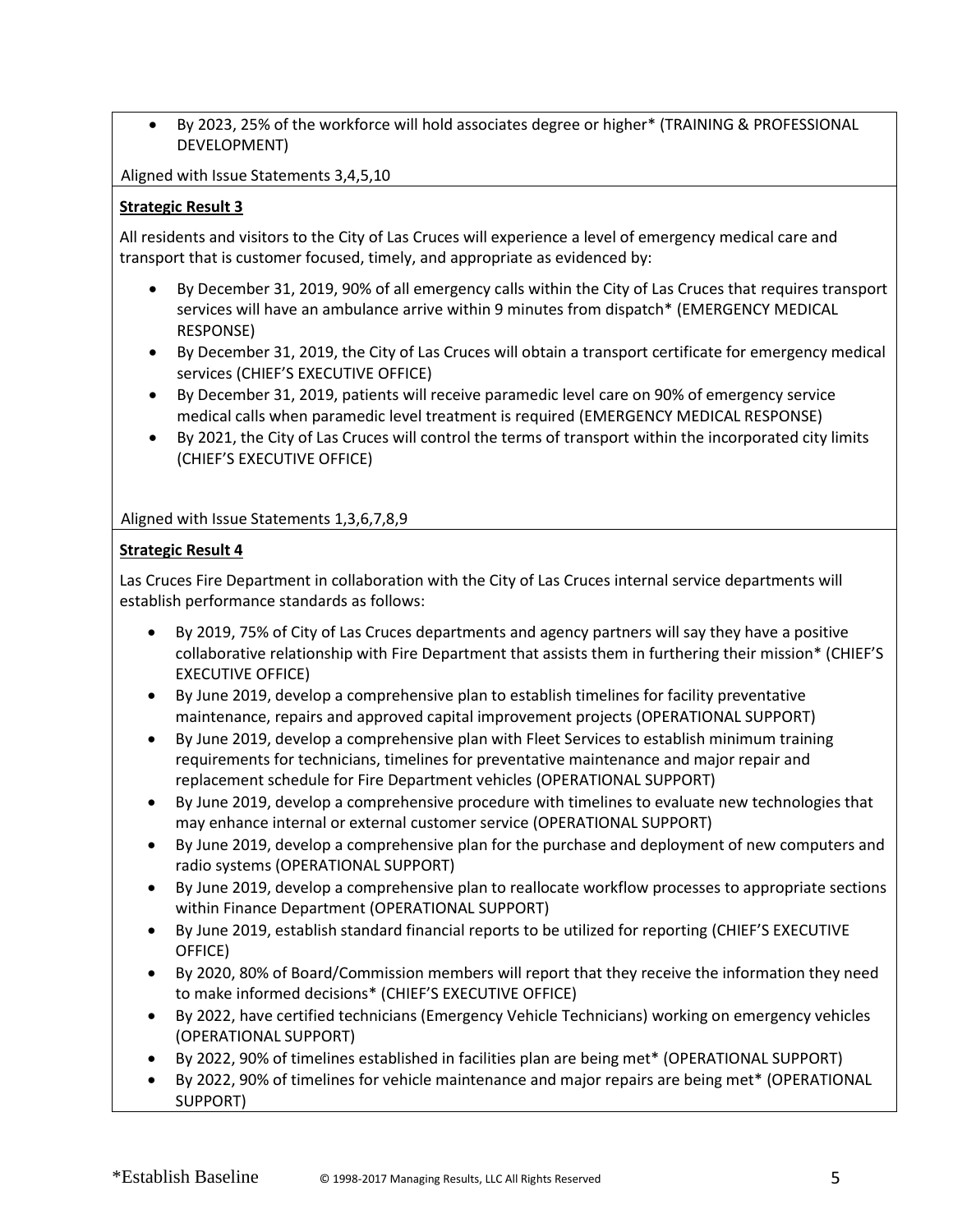- By 2023, 25% of the workforce will hold associates degree or higher* (TRAINING & PROFESSIONAL DEVELOPMENT)

Aligned with Issue Statements 3,4,5,10

**Strategic Result 3**

All residents and visitors to the City of Las Cruces will experience a level of emergency medical care and transport that is customer focused, timely, and appropriate as evidenced by:

- By December 31, 2019, 90% of all emergency calls within the City of Las Cruces that requires transport services will have an ambulance arrive within 9 minutes from dispatch* (EMERGENCY MEDICAL RESPONSE)
- By December 31, 2019, the City of Las Cruces will obtain a transport certificate for emergency medical services (CHIEF'S EXECUTIVE OFFICE)
- By December 31, 2019, patients will receive paramedic level care on 90% of emergency service medical calls when paramedic level treatment is required (EMERGENCY MEDICAL RESPONSE)
- By 2021, the City of Las Cruces will control the terms of transport within the incorporated city limits (CHIEF'S EXECUTIVE OFFICE)

Aligned with Issue Statements 1,3,6,7,8,9

**Strategic Result 4**

Las Cruces Fire Department in collaboration with the City of Las Cruces internal service departments will establish performance standards as follows:

- By 2019, 75% of City of Las Cruces departments and agency partners will say they have a positive collaborative relationship with Fire Department that assists them in furthering their mission* (CHIEF'S EXECUTIVE OFFICE)
- By June 2019, develop a comprehensive plan to establish timelines for facility preventative maintenance, repairs and approved capital improvement projects (OPERATIONAL SUPPORT)
- By June 2019, develop a comprehensive plan with Fleet Services to establish minimum training requirements for technicians, timelines for preventative maintenance and major repair and replacement schedule for Fire Department vehicles (OPERATIONAL SUPPORT)
- By June 2019, develop a comprehensive procedure with timelines to evaluate new technologies that may enhance internal or external customer service (OPERATIONAL SUPPORT)
- By June 2019, develop a comprehensive plan for the purchase and deployment of new computers and radio systems (OPERATIONAL SUPPORT)
- By June 2019, develop a comprehensive plan to reallocate workflow processes to appropriate sections within Finance Department (OPERATIONAL SUPPORT)
- By June 2019, establish standard financial reports to be utilized for reporting (CHIEF'S EXECUTIVE OFFICE)
- By 2020, 80% of Board/Commission members will report that they receive the information they need to make informed decisions* (CHIEF'S EXECUTIVE OFFICE)
- By 2022, have certified technicians (Emergency Vehicle Technicians) working on emergency vehicles (OPERATIONAL SUPPORT)
- By 2022, 90% of timelines established in facilities plan are being met* (OPERATIONAL SUPPORT)
- By 2022, 90% of timelines for vehicle maintenance and major repairs are being met* (OPERATIONAL SUPPORT)

*Establish Baseline © 1998-2017 Managing Results, LLC All Rights Reserved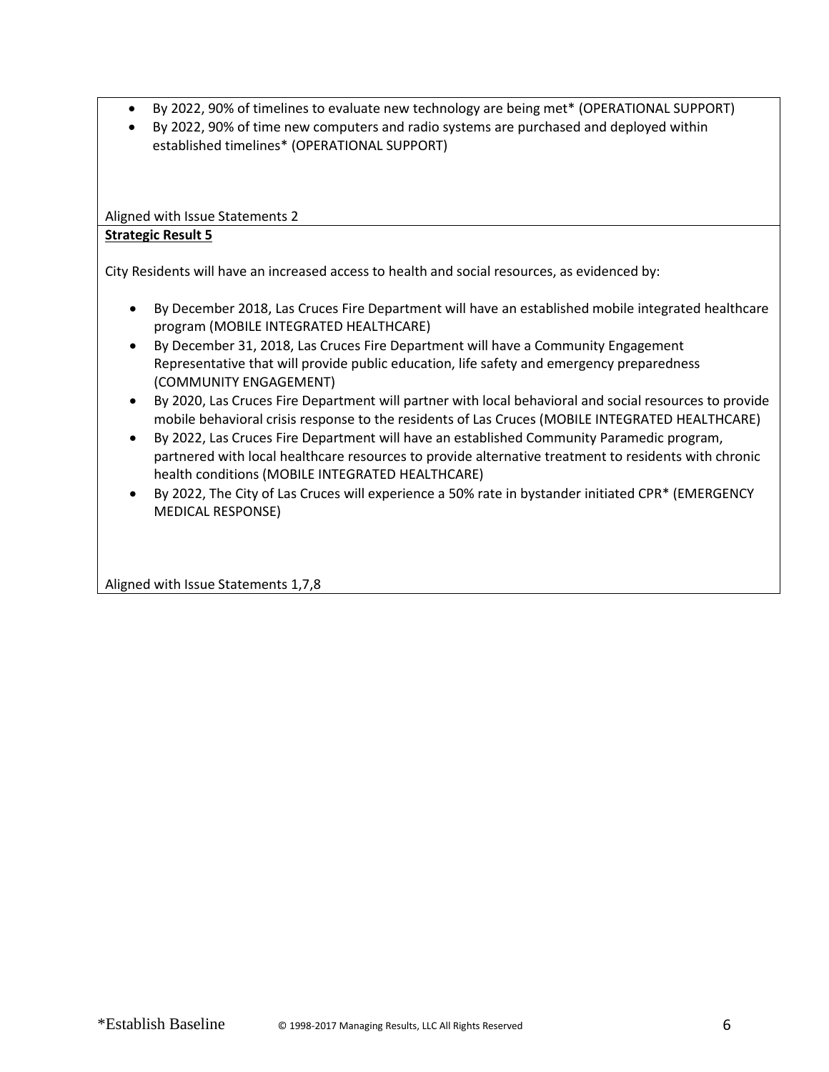- By 2022, 90% of timelines to evaluate new technology are being met* (OPERATIONAL SUPPORT)
- By 2022, 90% of time new computers and radio systems are purchased and deployed within established timelines* (OPERATIONAL SUPPORT)

Aligned with Issue Statements 2

**Strategic Result 5**

City Residents will have an increased access to health and social resources, as evidenced by:

- By December 2018, Las Cruces Fire Department will have an established mobile integrated healthcare program (MOBILE INTEGRATED HEALTHCARE)
- By December 31, 2018, Las Cruces Fire Department will have a Community Engagement Representative that will provide public education, life safety and emergency preparedness (COMMUNITY ENGAGEMENT)
- By 2020, Las Cruces Fire Department will partner with local behavioral and social resources to provide mobile behavioral crisis response to the residents of Las Cruces (MOBILE INTEGRATED HEALTHCARE)
- By 2022, Las Cruces Fire Department will have an established Community Paramedic program, partnered with local healthcare resources to provide alternative treatment to residents with chronic health conditions (MOBILE INTEGRATED HEALTHCARE)
- By 2022, The City of Las Cruces will experience a 50% rate in bystander initiated CPR* (EMERGENCY MEDICAL RESPONSE)

Aligned with Issue Statements 1,7,8

*Establish Baseline © 1998-2017 Managing Results, LLC All Rights Reserved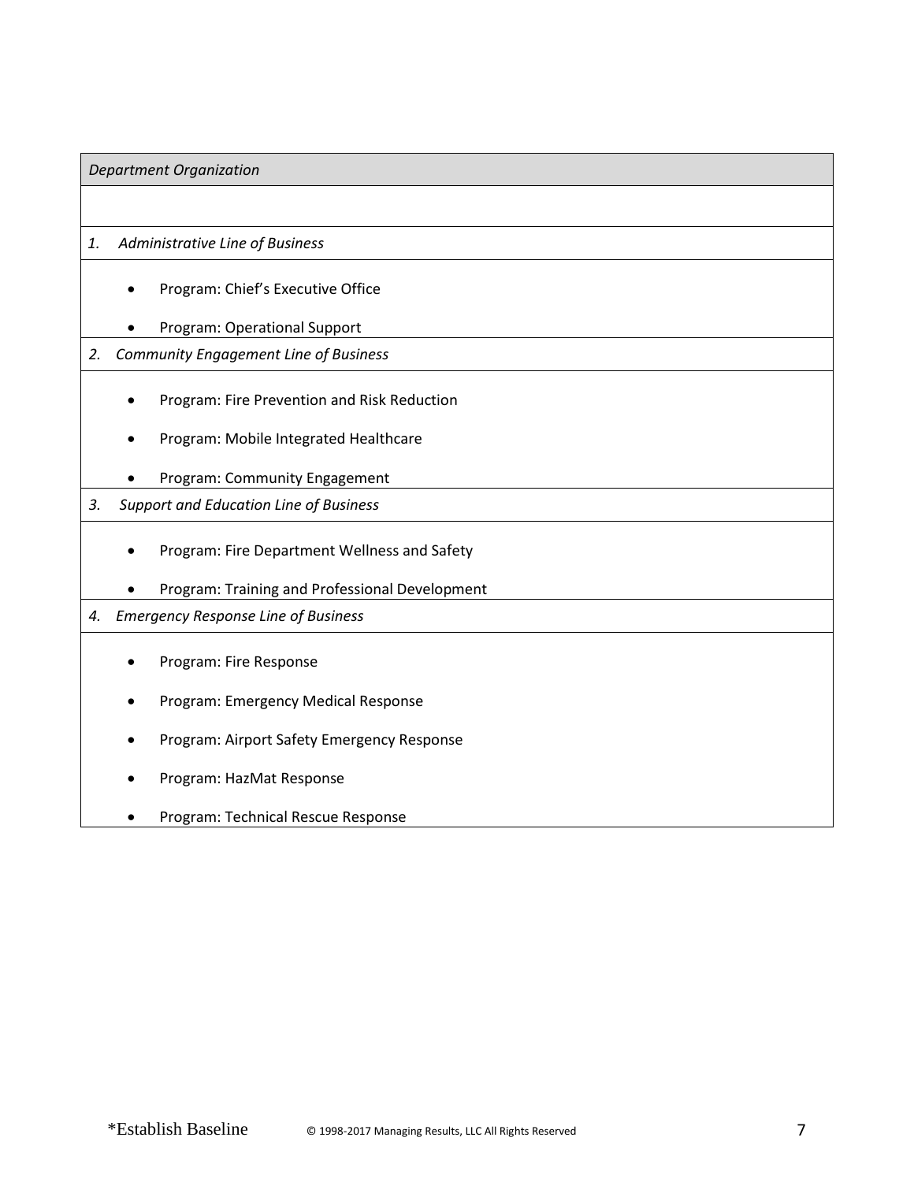| *Department Organization* |
|---|
| |
| *1. Administrative Line of Business* |
| • Program: Chief's Executive Office<br>• Program: Operational Support |
| *2. Community Engagement Line of Business* |
| • Program: Fire Prevention and Risk Reduction<br>• Program: Mobile Integrated Healthcare<br>• Program: Community Engagement |
| *3. Support and Education Line of Business* |
| • Program: Fire Department Wellness and Safety<br>• Program: Training and Professional Development |
| *4. Emergency Response Line of Business* |
| • Program: Fire Response<br>• Program: Emergency Medical Response<br>• Program: Airport Safety Emergency Response<br>• Program: HazMat Response<br>• Program: Technical Rescue Response |

*Establish Baseline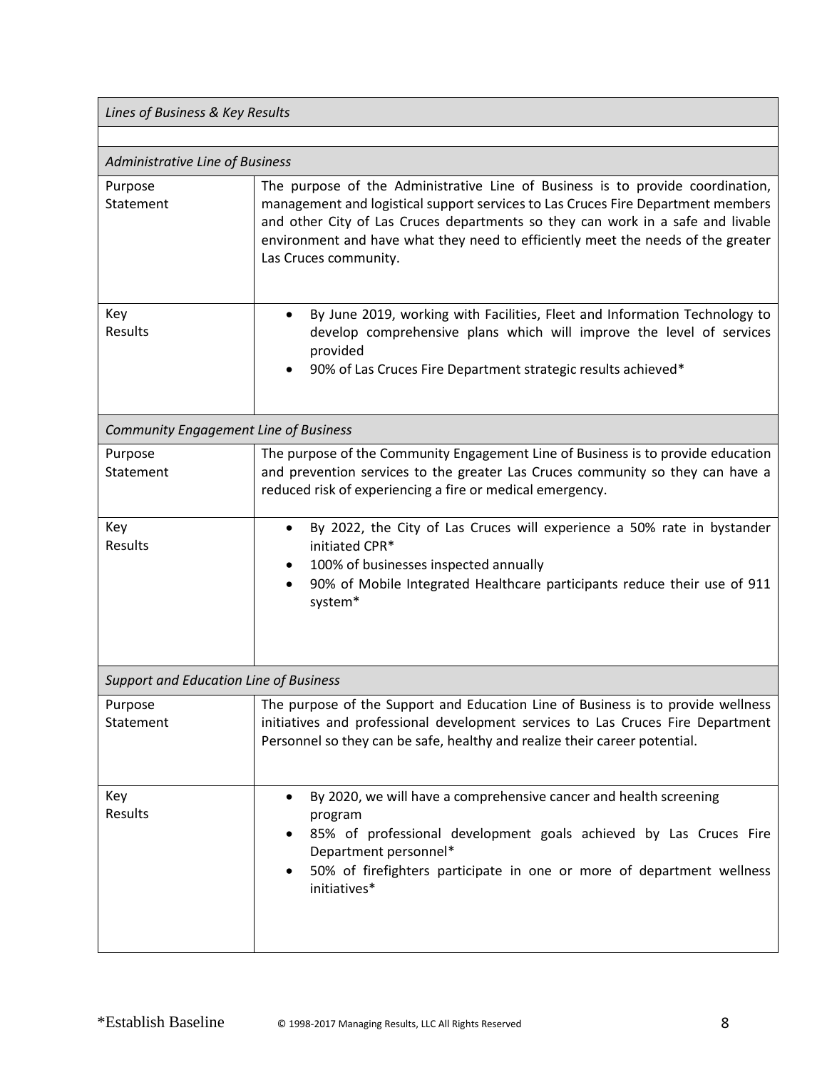| *Lines of Business & Key Results* | |
|---|---|
| | |
| *Administrative Line of Business* | |
| Purpose Statement | The purpose of the Administrative Line of Business is to provide coordination, management and logistical support services to Las Cruces Fire Department members and other City of Las Cruces departments so they can work in a safe and livable environment and have what they need to efficiently meet the needs of the greater Las Cruces community. |
| Key Results | • By June 2019, working with Facilities, Fleet and Information Technology to develop comprehensive plans which will improve the level of services provided<br>• 90% of Las Cruces Fire Department strategic results achieved* |
| *Community Engagement Line of Business* | |
| Purpose Statement | The purpose of the Community Engagement Line of Business is to provide education and prevention services to the greater Las Cruces community so they can have a reduced risk of experiencing a fire or medical emergency. |
| Key Results | • By 2022, the City of Las Cruces will experience a 50% rate in bystander initiated CPR*<br>• 100% of businesses inspected annually<br>• 90% of Mobile Integrated Healthcare participants reduce their use of 911 system* |
| *Support and Education Line of Business* | |
| Purpose Statement | The purpose of the Support and Education Line of Business is to provide wellness initiatives and professional development services to Las Cruces Fire Department Personnel so they can be safe, healthy and realize their career potential. |
| Key Results | • By 2020, we will have a comprehensive cancer and health screening program<br>• 85% of professional development goals achieved by Las Cruces Fire Department personnel*<br>• 50% of firefighters participate in one or more of department wellness initiatives* |

*Establish Baseline

© 1998-2017 Managing Results, LLC All Rights Reserved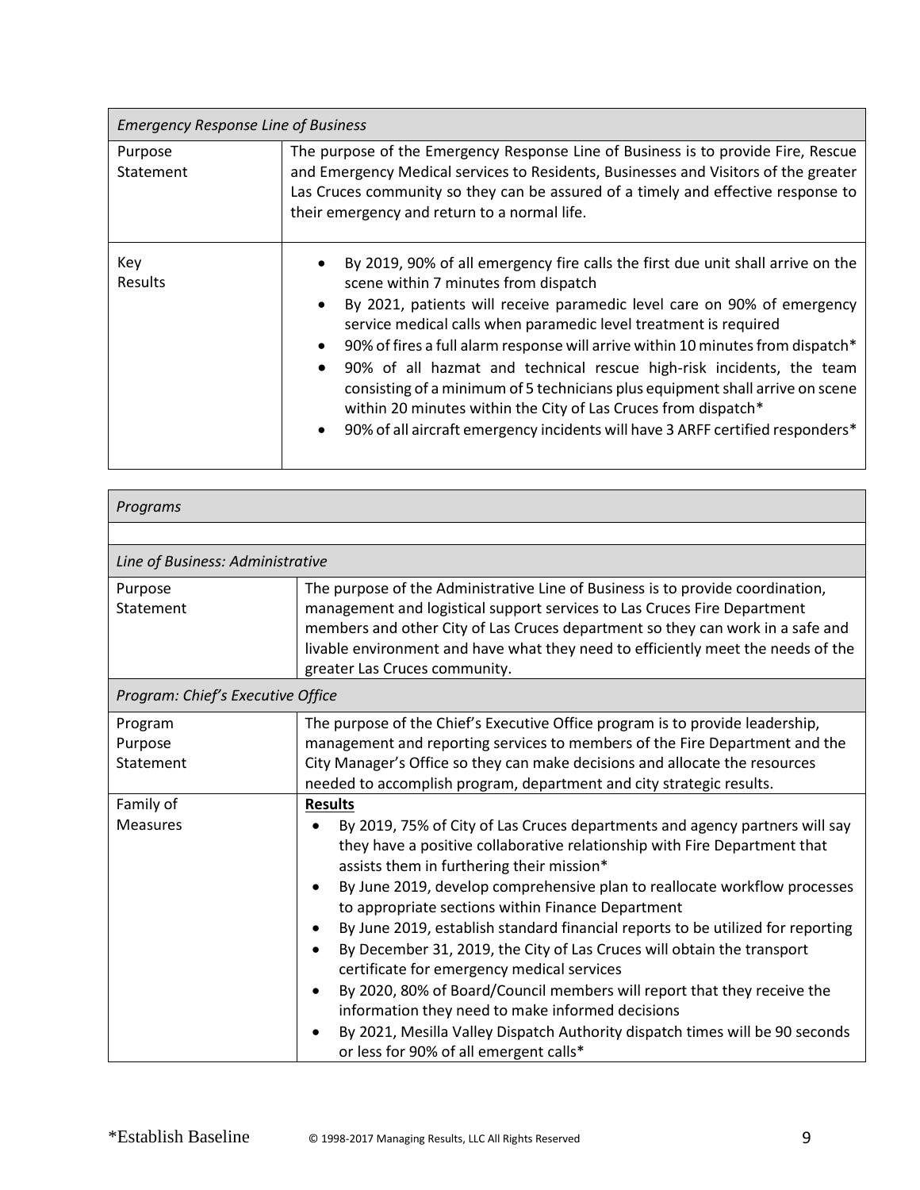| *Emergency Response Line of Business* | |
|---|---|
| Purpose Statement | The purpose of the Emergency Response Line of Business is to provide Fire, Rescue and Emergency Medical services to Residents, Businesses and Visitors of the greater Las Cruces community so they can be assured of a timely and effective response to their emergency and return to a normal life. |
| Key Results | • By 2019, 90% of all emergency fire calls the first due unit shall arrive on the scene within 7 minutes from dispatch<br>• By 2021, patients will receive paramedic level care on 90% of emergency service medical calls when paramedic level treatment is required<br>• 90% of fires a full alarm response will arrive within 10 minutes from dispatch*<br>• 90% of all hazmat and technical rescue high-risk incidents, the team consisting of a minimum of 5 technicians plus equipment shall arrive on scene within 20 minutes within the City of Las Cruces from dispatch*<br>• 90% of all aircraft emergency incidents will have 3 ARFF certified responders* |

| *Programs* | |
|---|---|
| | |
| *Line of Business: Administrative* | |
| Purpose Statement | The purpose of the Administrative Line of Business is to provide coordination, management and logistical support services to Las Cruces Fire Department members and other City of Las Cruces department so they can work in a safe and livable environment and have what they need to efficiently meet the needs of the greater Las Cruces community. |
| *Program: Chief's Executive Office* | |
| Program Purpose Statement | The purpose of the Chief's Executive Office program is to provide leadership, management and reporting services to members of the Fire Department and the City Manager's Office so they can make decisions and allocate the resources needed to accomplish program, department and city strategic results. |
| Family of Measures | **Results**<br>• By 2019, 75% of City of Las Cruces departments and agency partners will say they have a positive collaborative relationship with Fire Department that assists them in furthering their mission*<br>• By June 2019, develop comprehensive plan to reallocate workflow processes to appropriate sections within Finance Department<br>• By June 2019, establish standard financial reports to be utilized for reporting<br>• By December 31, 2019, the City of Las Cruces will obtain the transport certificate for emergency medical services<br>• By 2020, 80% of Board/Council members will report that they receive the information they need to make informed decisions<br>• By 2021, Mesilla Valley Dispatch Authority dispatch times will be 90 seconds or less for 90% of all emergent calls* |

*Establish Baseline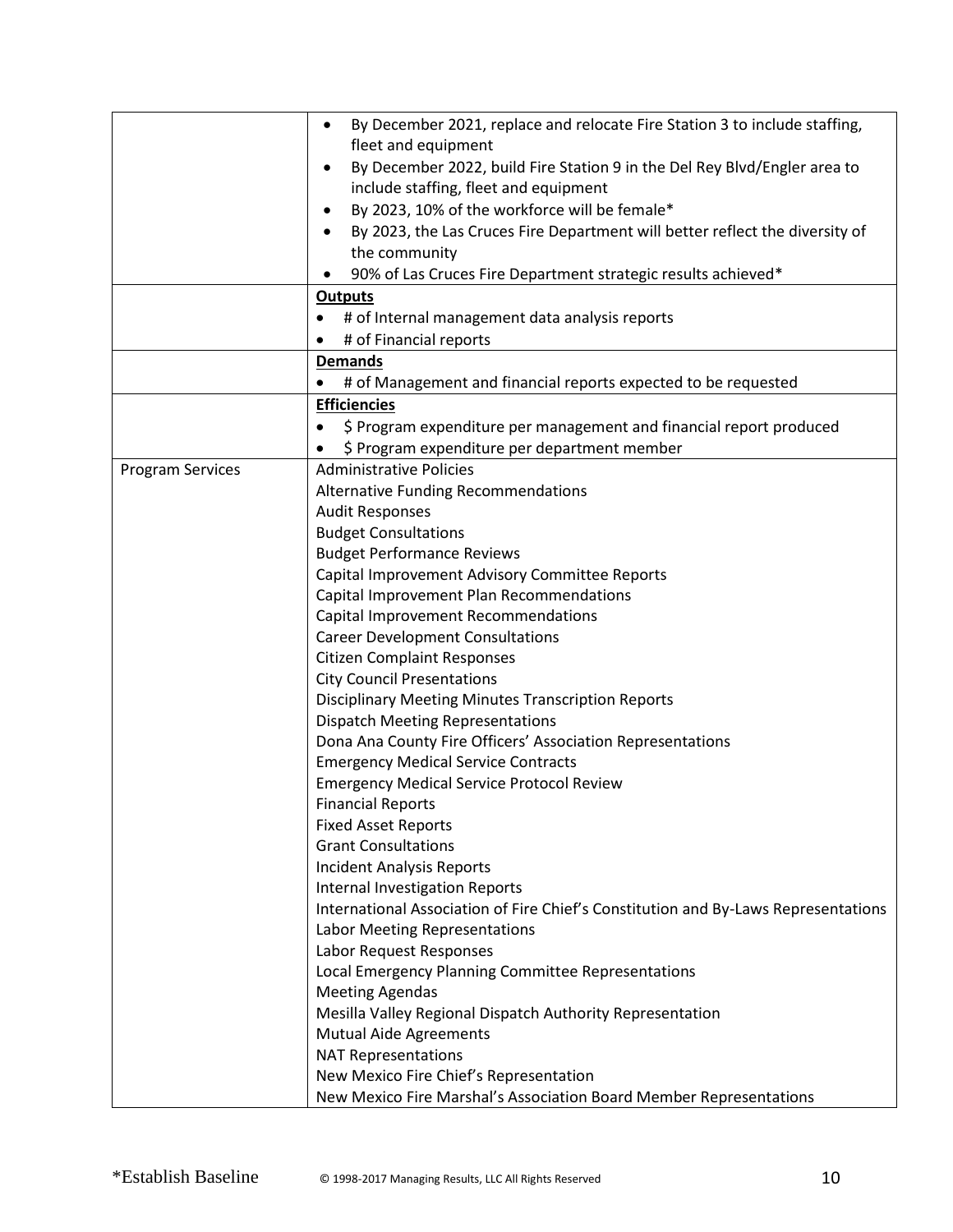| | |
|---|---|
| | • By December 2021, replace and relocate Fire Station 3 to include staffing, fleet and equipment<br>• By December 2022, build Fire Station 9 in the Del Rey Blvd/Engler area to include staffing, fleet and equipment<br>• By 2023, 10% of the workforce will be female*<br>• By 2023, the Las Cruces Fire Department will better reflect the diversity of the community<br>• 90% of Las Cruces Fire Department strategic results achieved* |
| | **Outputs**<br>• # of Internal management data analysis reports<br>• # of Financial reports |
| | **Demands**<br>• # of Management and financial reports expected to be requested |
| | **Efficiencies**<br>• $ Program expenditure per management and financial report produced<br>• $ Program expenditure per department member |
| Program Services | Administrative Policies<br>Alternative Funding Recommendations<br>Audit Responses<br>Budget Consultations<br>Budget Performance Reviews<br>Capital Improvement Advisory Committee Reports<br>Capital Improvement Plan Recommendations<br>Capital Improvement Recommendations<br>Career Development Consultations<br>Citizen Complaint Responses<br>City Council Presentations<br>Disciplinary Meeting Minutes Transcription Reports<br>Dispatch Meeting Representations<br>Dona Ana County Fire Officers' Association Representations<br>Emergency Medical Service Contracts<br>Emergency Medical Service Protocol Review<br>Financial Reports<br>Fixed Asset Reports<br>Grant Consultations<br>Incident Analysis Reports<br>Internal Investigation Reports<br>International Association of Fire Chief's Constitution and By-Laws Representations<br>Labor Meeting Representations<br>Labor Request Responses<br>Local Emergency Planning Committee Representations<br>Meeting Agendas<br>Mesilla Valley Regional Dispatch Authority Representation<br>Mutual Aide Agreements<br>NAT Representations<br>New Mexico Fire Chief's Representation<br>New Mexico Fire Marshal's Association Board Member Representations |

*Establish Baseline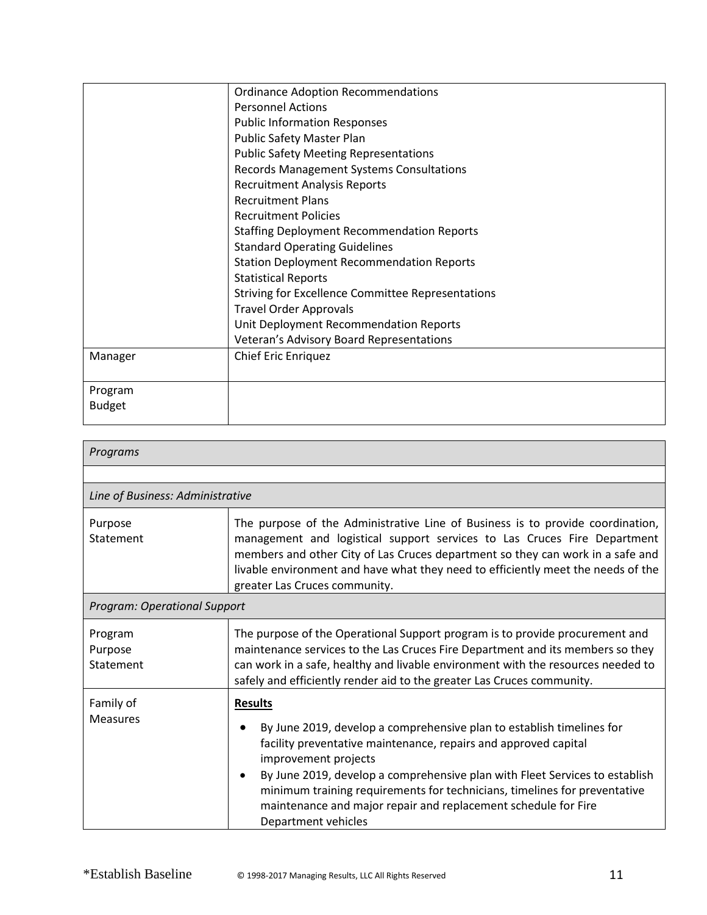| | |
|---|---|
| | Ordinance Adoption Recommendations<br>Personnel Actions<br>Public Information Responses<br>Public Safety Master Plan<br>Public Safety Meeting Representations<br>Records Management Systems Consultations<br>Recruitment Analysis Reports<br>Recruitment Plans<br>Recruitment Policies<br>Staffing Deployment Recommendation Reports<br>Standard Operating Guidelines<br>Station Deployment Recommendation Reports<br>Statistical Reports<br>Striving for Excellence Committee Representations<br>Travel Order Approvals<br>Unit Deployment Recommendation Reports<br>Veteran's Advisory Board Representations |
| Manager | Chief Eric Enriquez |
| Program Budget | |

| *Programs* | |
|---|---|
| | |
| *Line of Business: Administrative* | |
| Purpose Statement | The purpose of the Administrative Line of Business is to provide coordination, management and logistical support services to Las Cruces Fire Department members and other City of Las Cruces department so they can work in a safe and livable environment and have what they need to efficiently meet the needs of the greater Las Cruces community. |
| *Program: Operational Support* | |
| Program Purpose Statement | The purpose of the Operational Support program is to provide procurement and maintenance services to the Las Cruces Fire Department and its members so they can work in a safe, healthy and livable environment with the resources needed to safely and efficiently render aid to the greater Las Cruces community. |
| Family of Measures | **Results**<br>• By June 2019, develop a comprehensive plan to establish timelines for facility preventative maintenance, repairs and approved capital improvement projects<br>• By June 2019, develop a comprehensive plan with Fleet Services to establish minimum training requirements for technicians, timelines for preventative maintenance and major repair and replacement schedule for Fire Department vehicles |

*Establish Baseline © 1998-2017 Managing Results, LLC All Rights Reserved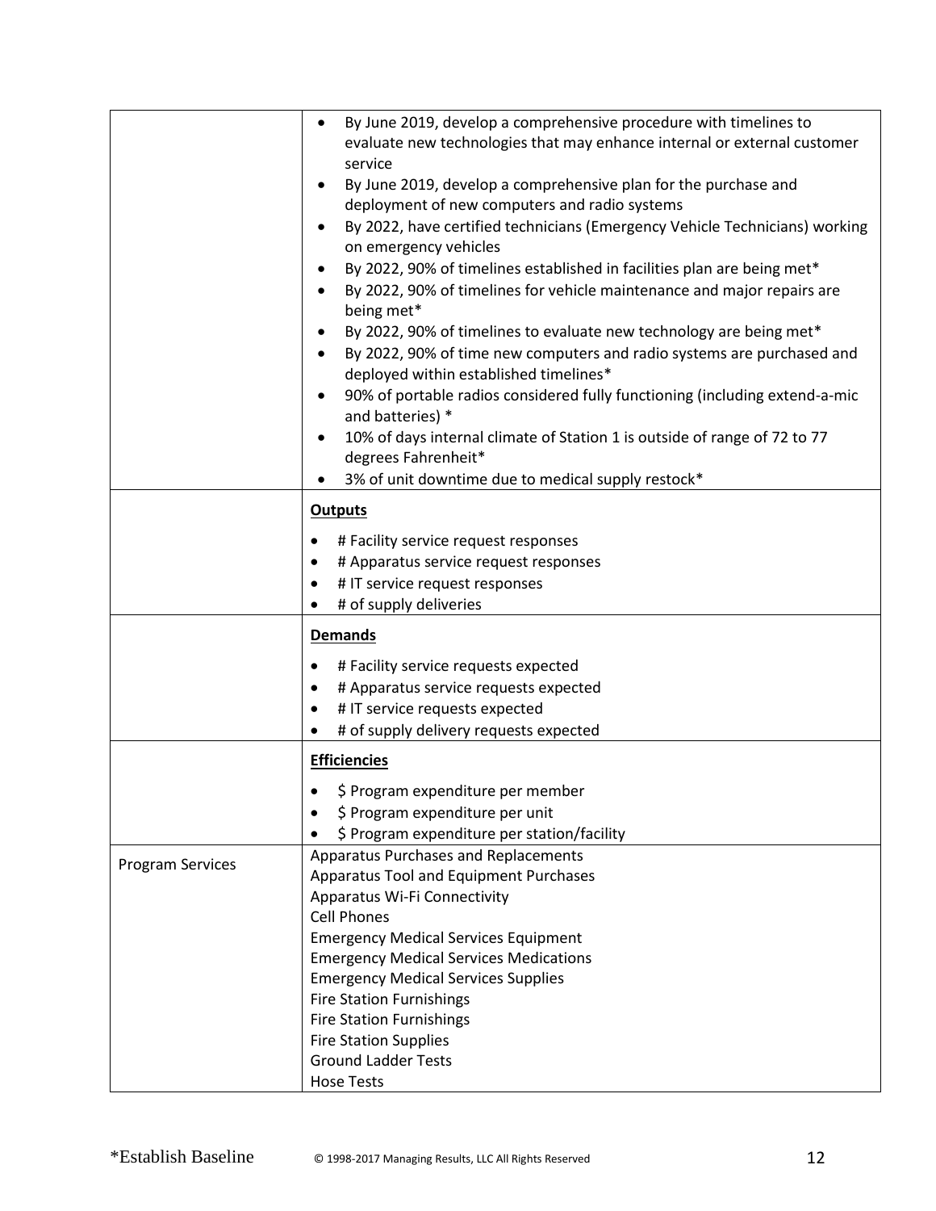| | |
|---|---|
| | • By June 2019, develop a comprehensive procedure with timelines to evaluate new technologies that may enhance internal or external customer service<br>• By June 2019, develop a comprehensive plan for the purchase and deployment of new computers and radio systems<br>• By 2022, have certified technicians (Emergency Vehicle Technicians) working on emergency vehicles<br>• By 2022, 90% of timelines established in facilities plan are being met*<br>• By 2022, 90% of timelines for vehicle maintenance and major repairs are being met*<br>• By 2022, 90% of timelines to evaluate new technology are being met*<br>• By 2022, 90% of time new computers and radio systems are purchased and deployed within established timelines*<br>• 90% of portable radios considered fully functioning (including extend-a-mic and batteries) *<br>• 10% of days internal climate of Station 1 is outside of range of 72 to 77 degrees Fahrenheit*<br>• 3% of unit downtime due to medical supply restock* |
| | **Outputs**<br>• # Facility service request responses<br>• # Apparatus service request responses<br>• # IT service request responses<br>• # of supply deliveries |
| | **Demands**<br>• # Facility service requests expected<br>• # Apparatus service requests expected<br>• # IT service requests expected<br>• # of supply delivery requests expected |
| | **Efficiencies**<br>• $ Program expenditure per member<br>• $ Program expenditure per unit<br>• $ Program expenditure per station/facility |
| Program Services | Apparatus Purchases and Replacements<br>Apparatus Tool and Equipment Purchases<br>Apparatus Wi-Fi Connectivity<br>Cell Phones<br>Emergency Medical Services Equipment<br>Emergency Medical Services Medications<br>Emergency Medical Services Supplies<br>Fire Station Furnishings<br>Fire Station Furnishings<br>Fire Station Supplies<br>Ground Ladder Tests<br>Hose Tests |

*Establish Baseline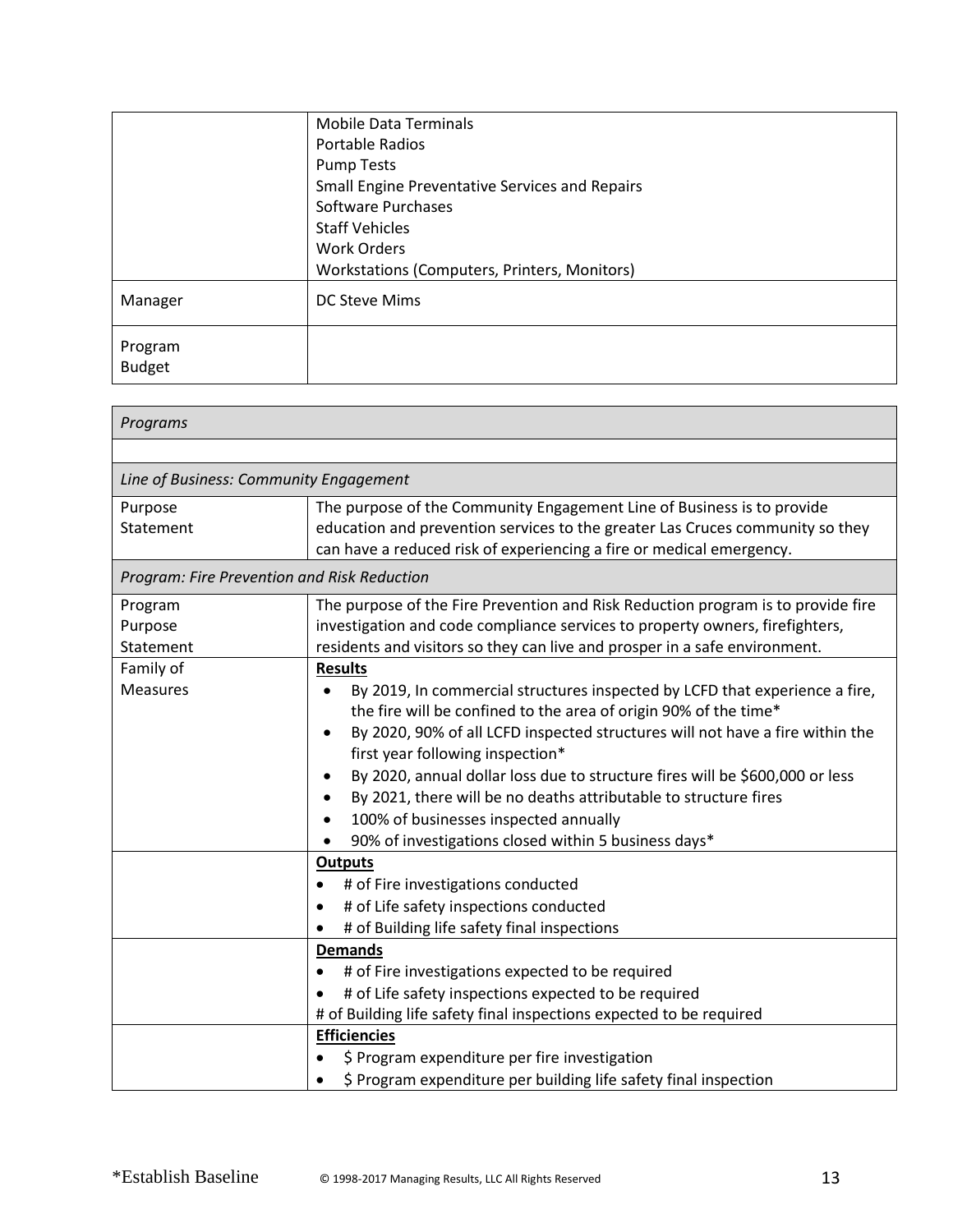| | |
|---|---|
| | Mobile Data Terminals<br>Portable Radios<br>Pump Tests<br>Small Engine Preventative Services and Repairs<br>Software Purchases<br>Staff Vehicles<br>Work Orders<br>Workstations (Computers, Printers, Monitors) |
| Manager | DC Steve Mims |
| Program Budget | |

| *Programs* | |
|---|---|
| | |
| *Line of Business: Community Engagement* | |
| Purpose Statement | The purpose of the Community Engagement Line of Business is to provide education and prevention services to the greater Las Cruces community so they can have a reduced risk of experiencing a fire or medical emergency. |
| *Program: Fire Prevention and Risk Reduction* | |
| Program Purpose Statement | The purpose of the Fire Prevention and Risk Reduction program is to provide fire investigation and code compliance services to property owners, firefighters, residents and visitors so they can live and prosper in a safe environment. |
| Family of Measures | **<u>Results</u>**<br>• By 2019, In commercial structures inspected by LCFD that experience a fire, the fire will be confined to the area of origin 90% of the time*<br>• By 2020, 90% of all LCFD inspected structures will not have a fire within the first year following inspection*<br>• By 2020, annual dollar loss due to structure fires will be $600,000 or less<br>• By 2021, there will be no deaths attributable to structure fires<br>• 100% of businesses inspected annually<br>• 90% of investigations closed within 5 business days* |
| | **<u>Outputs</u>**<br>• # of Fire investigations conducted<br>• # of Life safety inspections conducted<br>• # of Building life safety final inspections |
| | **<u>Demands</u>**<br>• # of Fire investigations expected to be required<br>• # of Life safety inspections expected to be required<br># of Building life safety final inspections expected to be required |
| | **<u>Efficiencies</u>**<br>• $ Program expenditure per fire investigation<br>• $ Program expenditure per building life safety final inspection |

*Establish Baseline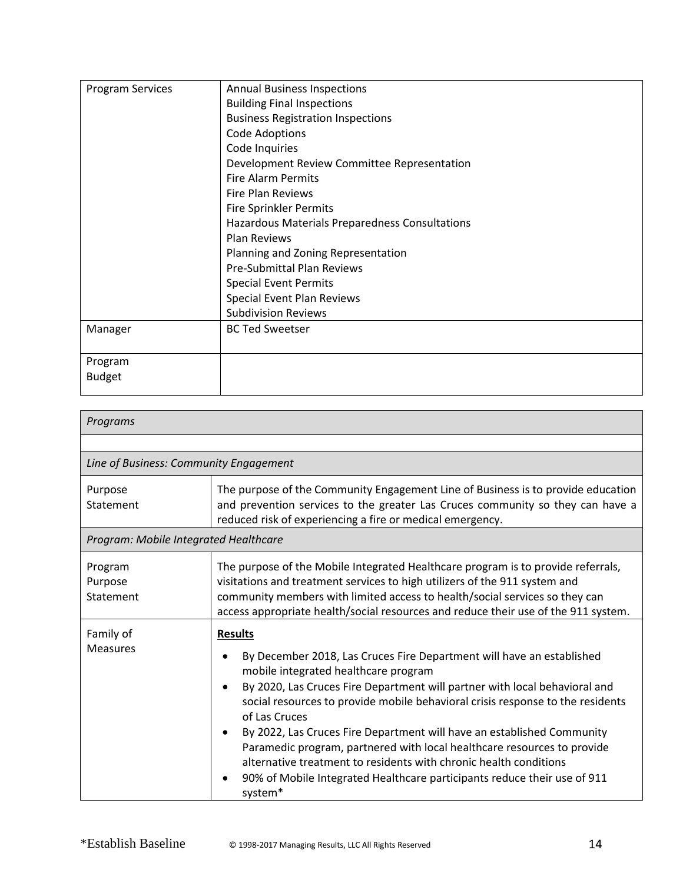| | |
|---|---|
| Program Services | Annual Business Inspections<br>Building Final Inspections<br>Business Registration Inspections<br>Code Adoptions<br>Code Inquiries<br>Development Review Committee Representation<br>Fire Alarm Permits<br>Fire Plan Reviews<br>Fire Sprinkler Permits<br>Hazardous Materials Preparedness Consultations<br>Plan Reviews<br>Planning and Zoning Representation<br>Pre-Submittal Plan Reviews<br>Special Event Permits<br>Special Event Plan Reviews<br>Subdivision Reviews |
| Manager | BC Ted Sweetser |
| Program Budget | |

| *Programs* | |
|---|---|
| | |
| *Line of Business: Community Engagement* | |
| Purpose Statement | The purpose of the Community Engagement Line of Business is to provide education and prevention services to the greater Las Cruces community so they can have a reduced risk of experiencing a fire or medical emergency. |
| *Program: Mobile Integrated Healthcare* | |
| Program Purpose Statement | The purpose of the Mobile Integrated Healthcare program is to provide referrals, visitations and treatment services to high utilizers of the 911 system and community members with limited access to health/social services so they can access appropriate health/social resources and reduce their use of the 911 system. |
| Family of Measures | **Results**<br>• By December 2018, Las Cruces Fire Department will have an established mobile integrated healthcare program<br>• By 2020, Las Cruces Fire Department will partner with local behavioral and social resources to provide mobile behavioral crisis response to the residents of Las Cruces<br>• By 2022, Las Cruces Fire Department will have an established Community Paramedic program, partnered with local healthcare resources to provide alternative treatment to residents with chronic health conditions<br>• 90% of Mobile Integrated Healthcare participants reduce their use of 911 system* |

*Establish Baseline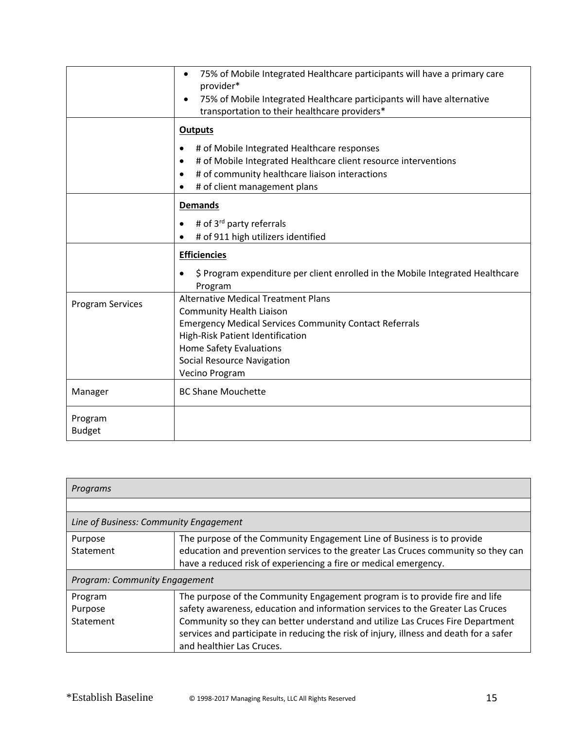| | |
|---|---|
| | • 75% of Mobile Integrated Healthcare participants will have a primary care provider*<br>• 75% of Mobile Integrated Healthcare participants will have alternative transportation to their healthcare providers* |
| | **Outputs**<br>• # of Mobile Integrated Healthcare responses<br>• # of Mobile Integrated Healthcare client resource interventions<br>• # of community healthcare liaison interactions<br>• # of client management plans |
| | **Demands**<br>• # of 3rd party referrals<br>• # of 911 high utilizers identified |
| | **Efficiencies**<br>• $ Program expenditure per client enrolled in the Mobile Integrated Healthcare Program |
| Program Services | Alternative Medical Treatment Plans<br>Community Health Liaison<br>Emergency Medical Services Community Contact Referrals<br>High-Risk Patient Identification<br>Home Safety Evaluations<br>Social Resource Navigation<br>Vecino Program |
| Manager | BC Shane Mouchette |
| Program Budget | |

| *Programs* | |
|---|---|
| | |
| *Line of Business: Community Engagement* | |
| Purpose Statement | The purpose of the Community Engagement Line of Business is to provide education and prevention services to the greater Las Cruces community so they can have a reduced risk of experiencing a fire or medical emergency. |
| *Program: Community Engagement* | |
| Program Purpose Statement | The purpose of the Community Engagement program is to provide fire and life safety awareness, education and information services to the Greater Las Cruces Community so they can better understand and utilize Las Cruces Fire Department services and participate in reducing the risk of injury, illness and death for a safer and healthier Las Cruces. |

*Establish Baseline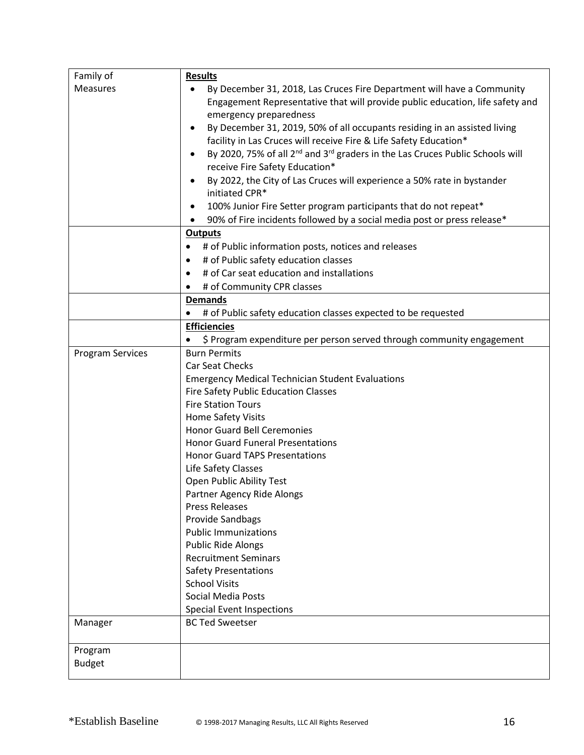| Family of Measures | **Results**<br>• By December 31, 2018, Las Cruces Fire Department will have a Community Engagement Representative that will provide public education, life safety and emergency preparedness<br>• By December 31, 2019, 50% of all occupants residing in an assisted living facility in Las Cruces will receive Fire & Life Safety Education*<br>• By 2020, 75% of all 2nd and 3rd graders in the Las Cruces Public Schools will receive Fire Safety Education*<br>• By 2022, the City of Las Cruces will experience a 50% rate in bystander initiated CPR*<br>• 100% Junior Fire Setter program participants that do not repeat*<br>• 90% of Fire incidents followed by a social media post or press release* |
|---|---|
| | **Outputs**<br>• # of Public information posts, notices and releases<br>• # of Public safety education classes<br>• # of Car seat education and installations<br>• # of Community CPR classes |
| | **Demands**<br>• # of Public safety education classes expected to be requested |
| | **Efficiencies**<br>• $ Program expenditure per person served through community engagement |
| Program Services | Burn Permits<br>Car Seat Checks<br>Emergency Medical Technician Student Evaluations<br>Fire Safety Public Education Classes<br>Fire Station Tours<br>Home Safety Visits<br>Honor Guard Bell Ceremonies<br>Honor Guard Funeral Presentations<br>Honor Guard TAPS Presentations<br>Life Safety Classes<br>Open Public Ability Test<br>Partner Agency Ride Alongs<br>Press Releases<br>Provide Sandbags<br>Public Immunizations<br>Public Ride Alongs<br>Recruitment Seminars<br>Safety Presentations<br>School Visits<br>Social Media Posts<br>Special Event Inspections |
| Manager | BC Ted Sweetser |
| Program Budget | |

*Establish Baseline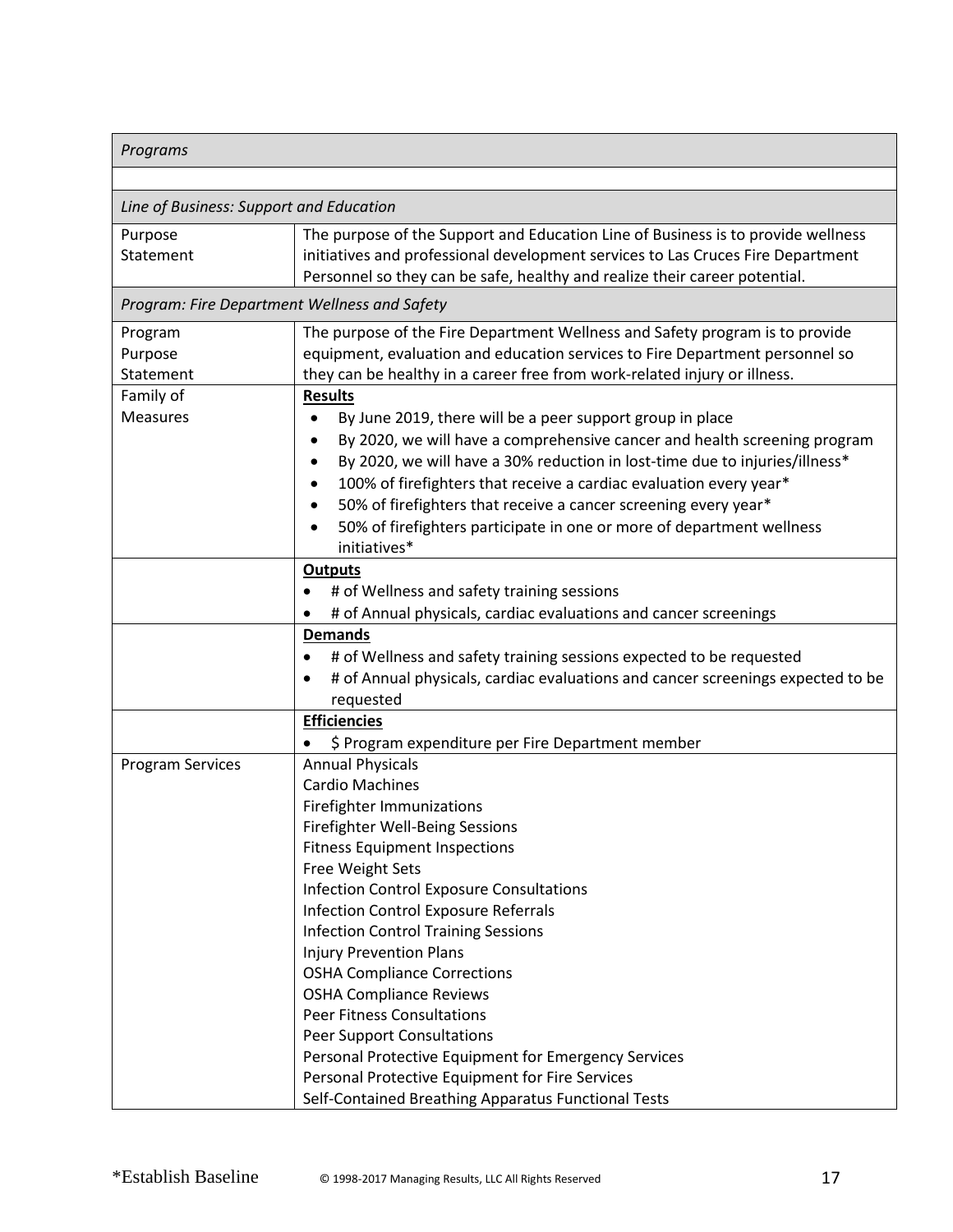| *Programs* | |
|---|---|
| | |
| *Line of Business: Support and Education* | |
| Purpose Statement | The purpose of the Support and Education Line of Business is to provide wellness initiatives and professional development services to Las Cruces Fire Department Personnel so they can be safe, healthy and realize their career potential. |
| *Program: Fire Department Wellness and Safety* | |
| Program Purpose Statement | The purpose of the Fire Department Wellness and Safety program is to provide equipment, evaluation and education services to Fire Department personnel so they can be healthy in a career free from work-related injury or illness. |
| Family of Measures | **Results**<br>• By June 2019, there will be a peer support group in place<br>• By 2020, we will have a comprehensive cancer and health screening program<br>• By 2020, we will have a 30% reduction in lost-time due to injuries/illness*<br>• 100% of firefighters that receive a cardiac evaluation every year*<br>• 50% of firefighters that receive a cancer screening every year*<br>• 50% of firefighters participate in one or more of department wellness initiatives* |
| | **Outputs**<br>• # of Wellness and safety training sessions<br>• # of Annual physicals, cardiac evaluations and cancer screenings |
| | **Demands**<br>• # of Wellness and safety training sessions expected to be requested<br>• # of Annual physicals, cardiac evaluations and cancer screenings expected to be requested |
| | **Efficiencies**<br>• $ Program expenditure per Fire Department member |
| Program Services | Annual Physicals<br>Cardio Machines<br>Firefighter Immunizations<br>Firefighter Well-Being Sessions<br>Fitness Equipment Inspections<br>Free Weight Sets<br>Infection Control Exposure Consultations<br>Infection Control Exposure Referrals<br>Infection Control Training Sessions<br>Injury Prevention Plans<br>OSHA Compliance Corrections<br>OSHA Compliance Reviews<br>Peer Fitness Consultations<br>Peer Support Consultations<br>Personal Protective Equipment for Emergency Services<br>Personal Protective Equipment for Fire Services<br>Self-Contained Breathing Apparatus Functional Tests |

*Establish Baseline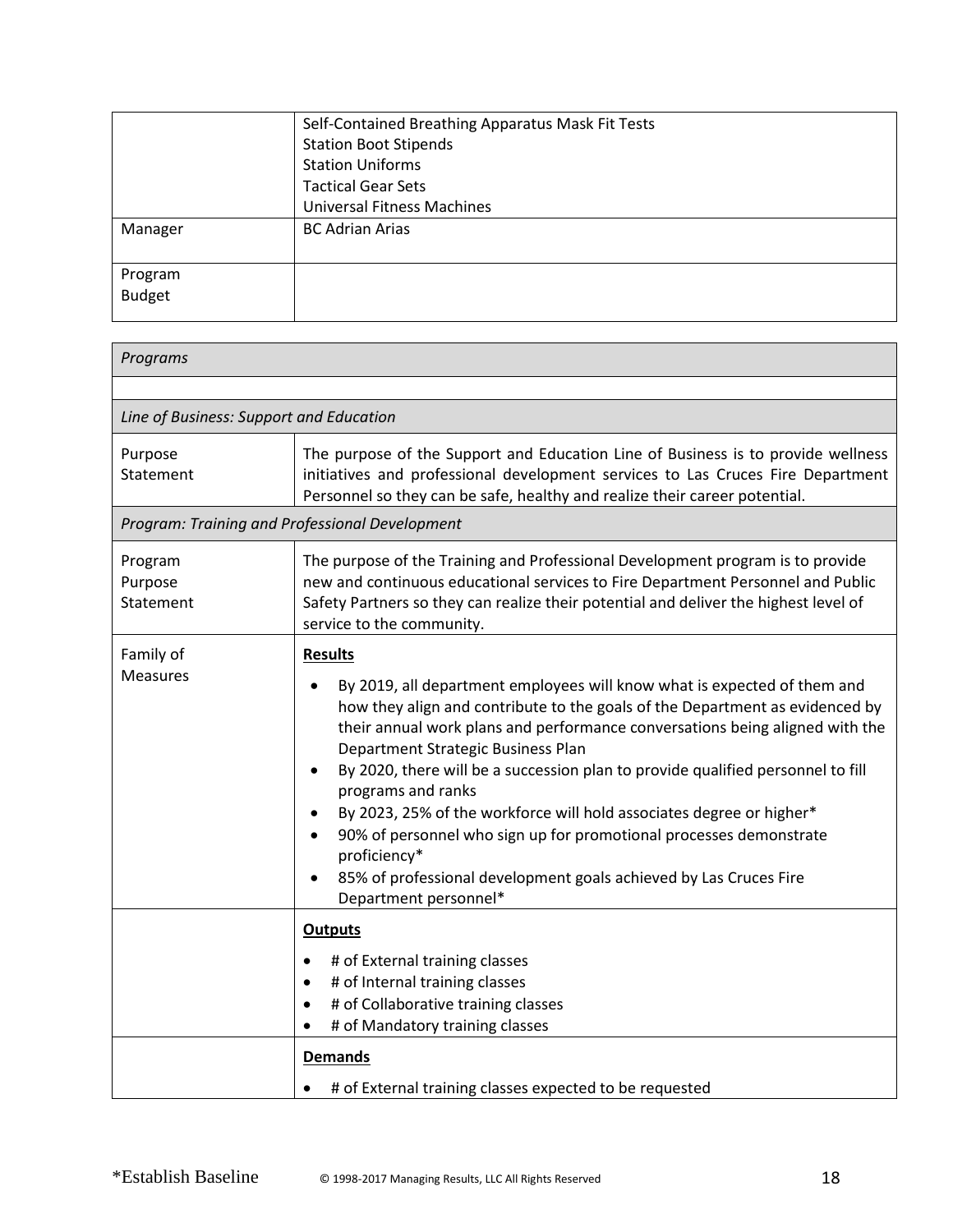| | |
|---|---|
| | Self-Contained Breathing Apparatus Mask Fit Tests<br>Station Boot Stipends<br>Station Uniforms<br>Tactical Gear Sets<br>Universal Fitness Machines |
| Manager | BC Adrian Arias |
| Program Budget | |

| *Programs* | |
|---|---|
| | |
| *Line of Business: Support and Education* | |
| Purpose Statement | The purpose of the Support and Education Line of Business is to provide wellness initiatives and professional development services to Las Cruces Fire Department Personnel so they can be safe, healthy and realize their career potential. |
| *Program: Training and Professional Development* | |
| Program Purpose Statement | The purpose of the Training and Professional Development program is to provide new and continuous educational services to Fire Department Personnel and Public Safety Partners so they can realize their potential and deliver the highest level of service to the community. |
| Family of Measures | **Results**<br>• By 2019, all department employees will know what is expected of them and how they align and contribute to the goals of the Department as evidenced by their annual work plans and performance conversations being aligned with the Department Strategic Business Plan<br>• By 2020, there will be a succession plan to provide qualified personnel to fill programs and ranks<br>• By 2023, 25% of the workforce will hold associates degree or higher*<br>• 90% of personnel who sign up for promotional processes demonstrate proficiency*<br>• 85% of professional development goals achieved by Las Cruces Fire Department personnel* |
| | **Outputs**<br>• # of External training classes<br>• # of Internal training classes<br>• # of Collaborative training classes<br>• # of Mandatory training classes |
| | **Demands**<br>• # of External training classes expected to be requested |

*Establish Baseline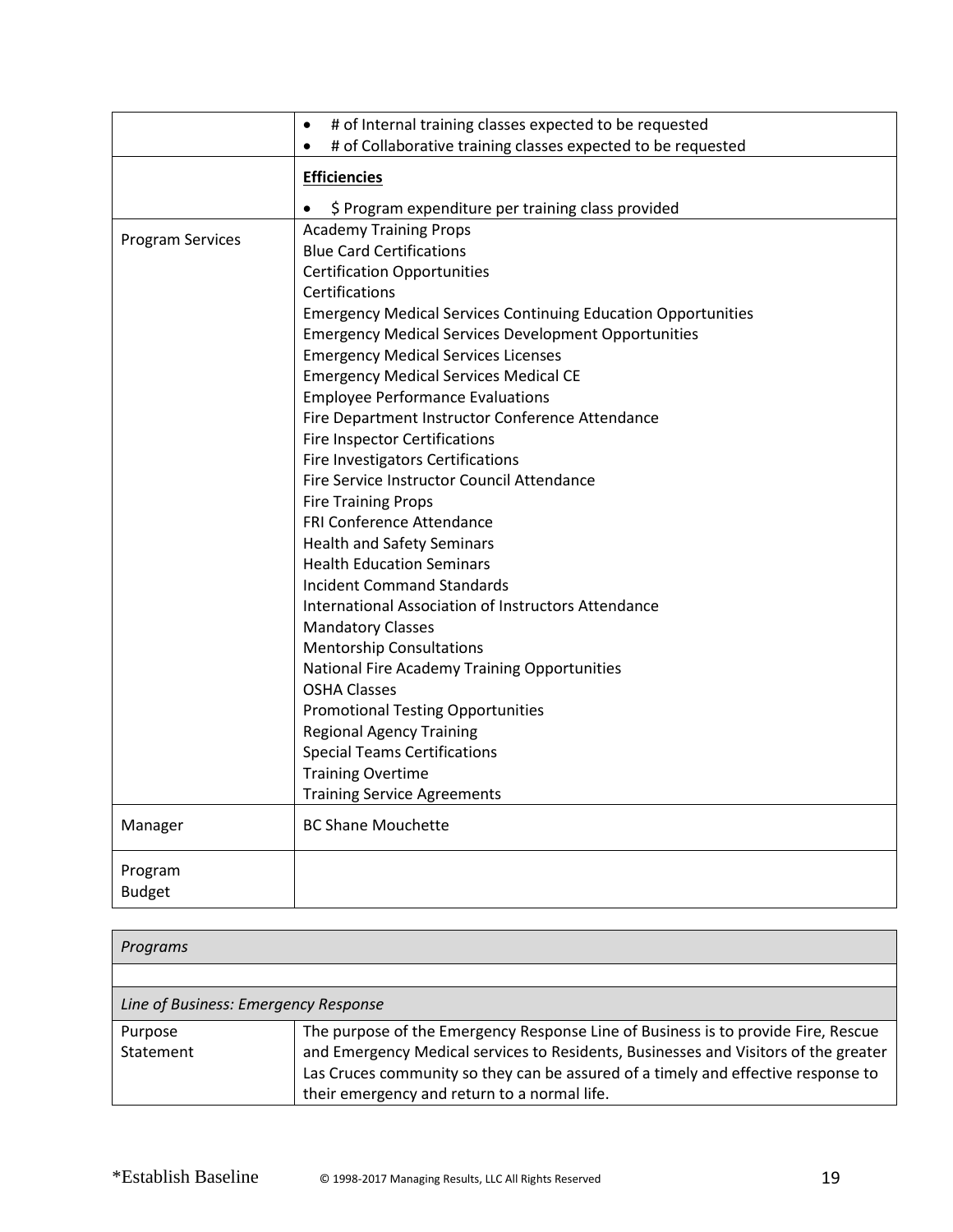| | |
|---|---|
| | • # of Internal training classes expected to be requested<br>• # of Collaborative training classes expected to be requested |
| | **Efficiencies**<br><br>• $ Program expenditure per training class provided |
| Program Services | Academy Training Props<br>Blue Card Certifications<br>Certification Opportunities<br>Certifications<br>Emergency Medical Services Continuing Education Opportunities<br>Emergency Medical Services Development Opportunities<br>Emergency Medical Services Licenses<br>Emergency Medical Services Medical CE<br>Employee Performance Evaluations<br>Fire Department Instructor Conference Attendance<br>Fire Inspector Certifications<br>Fire Investigators Certifications<br>Fire Service Instructor Council Attendance<br>Fire Training Props<br>FRI Conference Attendance<br>Health and Safety Seminars<br>Health Education Seminars<br>Incident Command Standards<br>International Association of Instructors Attendance<br>Mandatory Classes<br>Mentorship Consultations<br>National Fire Academy Training Opportunities<br>OSHA Classes<br>Promotional Testing Opportunities<br>Regional Agency Training<br>Special Teams Certifications<br>Training Overtime<br>Training Service Agreements |
| Manager | BC Shane Mouchette |
| Program Budget | |

| *Programs* | |
|---|---|
| | |
| *Line of Business: Emergency Response* | |
| Purpose Statement | The purpose of the Emergency Response Line of Business is to provide Fire, Rescue and Emergency Medical services to Residents, Businesses and Visitors of the greater Las Cruces community so they can be assured of a timely and effective response to their emergency and return to a normal life. |

*Establish Baseline © 1998-2017 Managing Results, LLC All Rights Reserved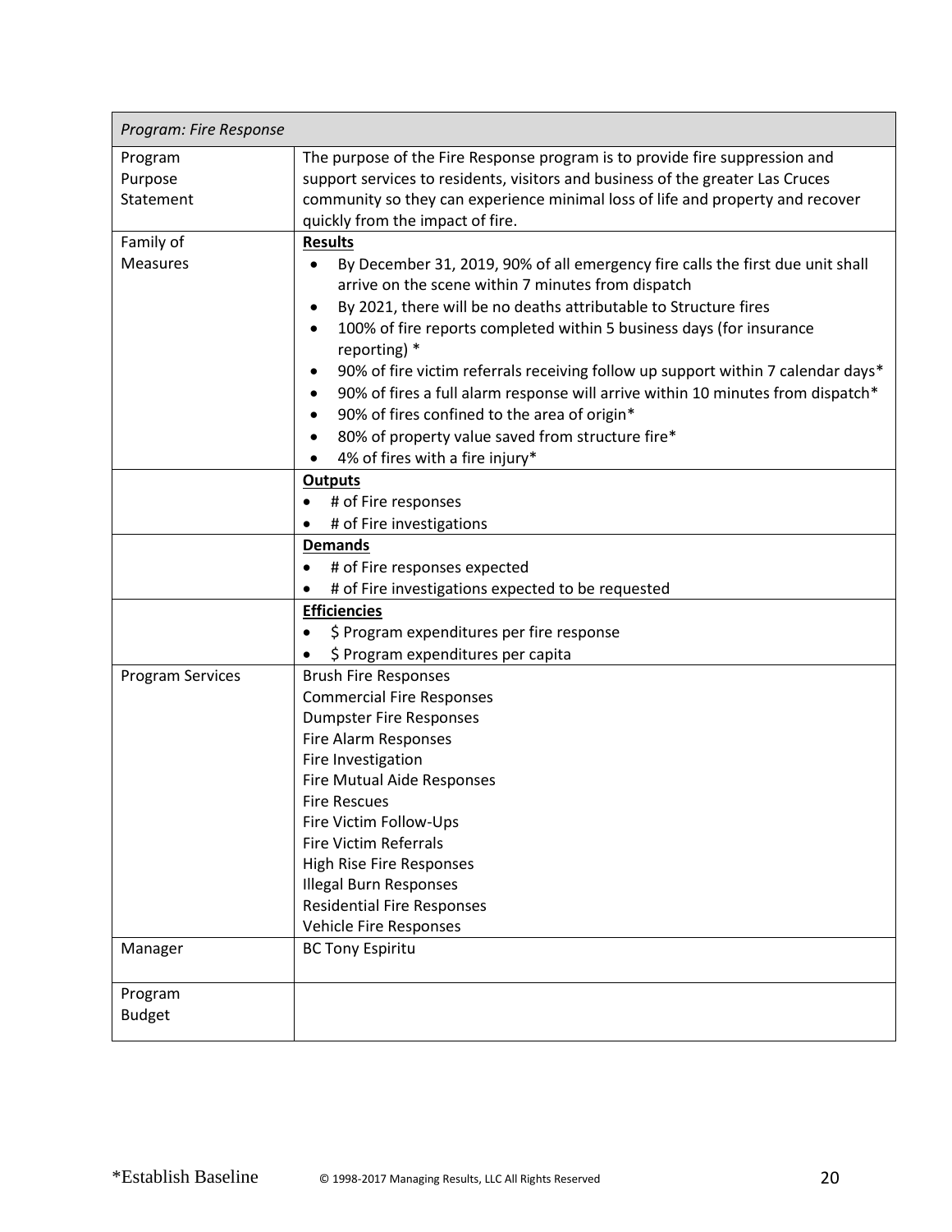| *Program: Fire Response* | |
| --- | --- |
| Program Purpose Statement | The purpose of the Fire Response program is to provide fire suppression and support services to residents, visitors and business of the greater Las Cruces community so they can experience minimal loss of life and property and recover quickly from the impact of fire. |
| Family of Measures | **Results**<br>• By December 31, 2019, 90% of all emergency fire calls the first due unit shall arrive on the scene within 7 minutes from dispatch<br>• By 2021, there will be no deaths attributable to Structure fires<br>• 100% of fire reports completed within 5 business days (for insurance reporting) *<br>• 90% of fire victim referrals receiving follow up support within 7 calendar days*<br>• 90% of fires a full alarm response will arrive within 10 minutes from dispatch*<br>• 90% of fires confined to the area of origin*<br>• 80% of property value saved from structure fire*<br>• 4% of fires with a fire injury* |
| | **Outputs**<br>• # of Fire responses<br>• # of Fire investigations |
| | **Demands**<br>• # of Fire responses expected<br>• # of Fire investigations expected to be requested |
| | **Efficiencies**<br>• $ Program expenditures per fire response<br>• $ Program expenditures per capita |
| Program Services | Brush Fire Responses<br>Commercial Fire Responses<br>Dumpster Fire Responses<br>Fire Alarm Responses<br>Fire Investigation<br>Fire Mutual Aide Responses<br>Fire Rescues<br>Fire Victim Follow-Ups<br>Fire Victim Referrals<br>High Rise Fire Responses<br>Illegal Burn Responses<br>Residential Fire Responses<br>Vehicle Fire Responses |
| Manager | BC Tony Espiritu |
| Program Budget | |

*Establish Baseline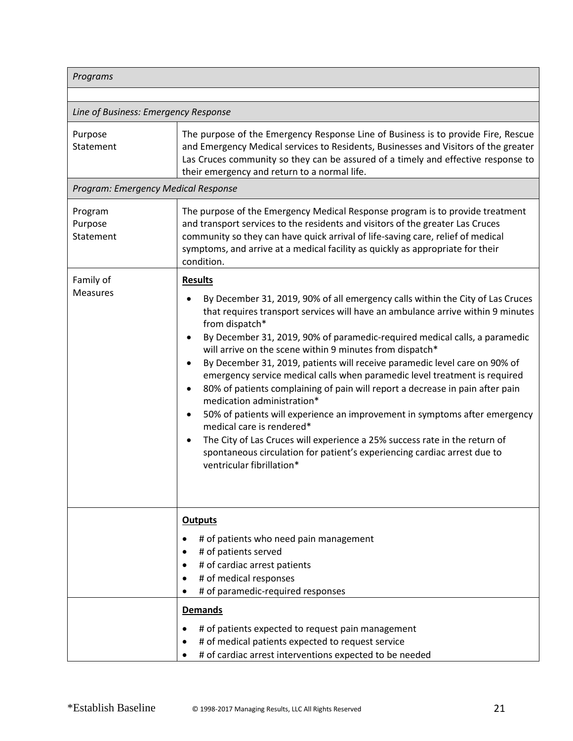| Programs | |
|---|---|
| | |
| *Line of Business: Emergency Response* | |
| Purpose Statement | The purpose of the Emergency Response Line of Business is to provide Fire, Rescue and Emergency Medical services to Residents, Businesses and Visitors of the greater Las Cruces community so they can be assured of a timely and effective response to their emergency and return to a normal life. |
| *Program: Emergency Medical Response* | |
| Program Purpose Statement | The purpose of the Emergency Medical Response program is to provide treatment and transport services to the residents and visitors of the greater Las Cruces community so they can have quick arrival of life-saving care, relief of medical symptoms, and arrive at a medical facility as quickly as appropriate for their condition. |
| Family of Measures | **Results**<br>• By December 31, 2019, 90% of all emergency calls within the City of Las Cruces that requires transport services will have an ambulance arrive within 9 minutes from dispatch*<br>• By December 31, 2019, 90% of paramedic-required medical calls, a paramedic will arrive on the scene within 9 minutes from dispatch*<br>• By December 31, 2019, patients will receive paramedic level care on 90% of emergency service medical calls when paramedic level treatment is required<br>• 80% of patients complaining of pain will report a decrease in pain after pain medication administration*<br>• 50% of patients will experience an improvement in symptoms after emergency medical care is rendered*<br>• The City of Las Cruces will experience a 25% success rate in the return of spontaneous circulation for patient's experiencing cardiac arrest due to ventricular fibrillation* |
| | **Outputs**<br>• # of patients who need pain management<br>• # of patients served<br>• # of cardiac arrest patients<br>• # of medical responses<br>• # of paramedic-required responses |
| | **Demands**<br>• # of patients expected to request pain management<br>• # of medical patients expected to request service<br>• # of cardiac arrest interventions expected to be needed |

*Establish Baseline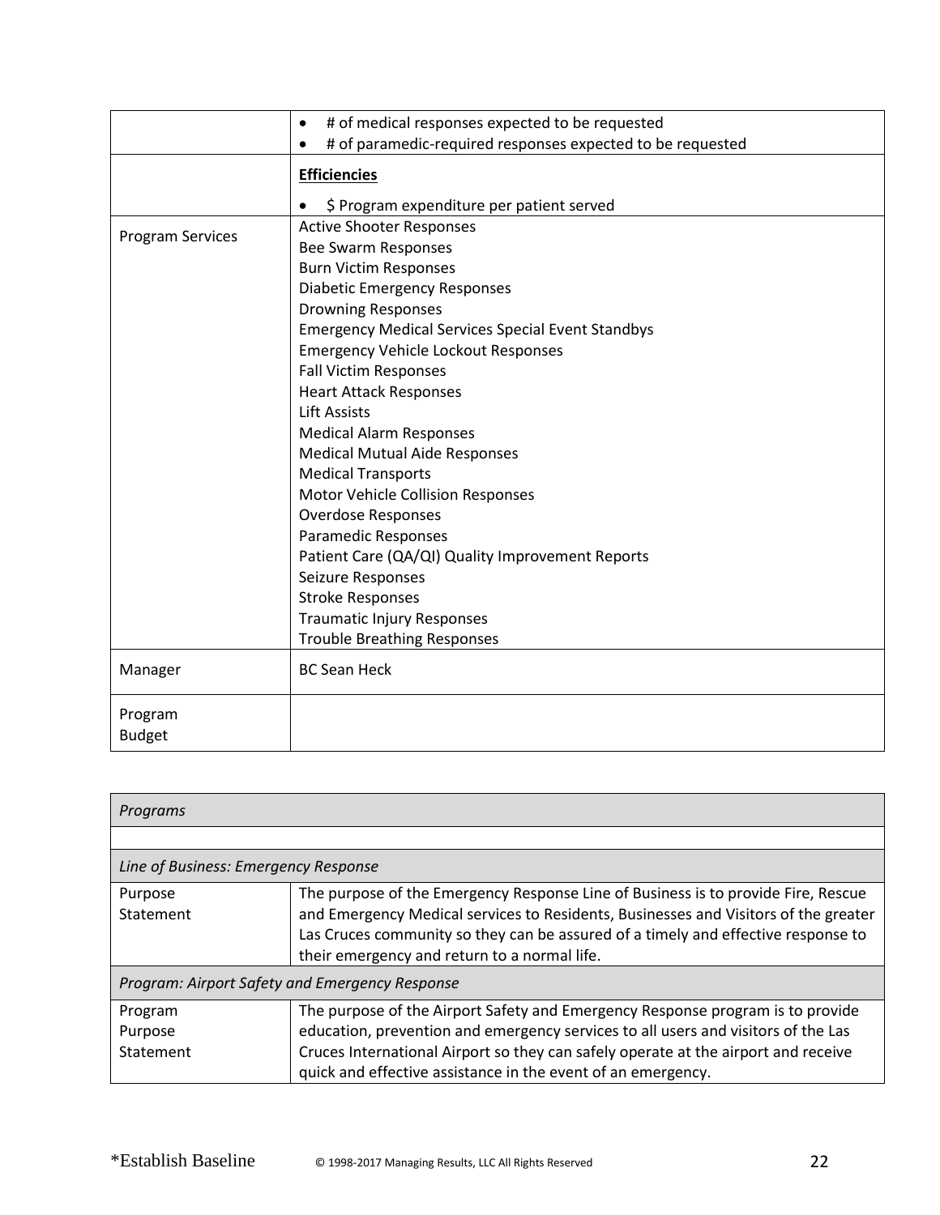| | |
|---|---|
| | • # of medical responses expected to be requested<br>• # of paramedic-required responses expected to be requested |
| | **Efficiencies**<br>• $ Program expenditure per patient served |
| Program Services | Active Shooter Responses<br>Bee Swarm Responses<br>Burn Victim Responses<br>Diabetic Emergency Responses<br>Drowning Responses<br>Emergency Medical Services Special Event Standbys<br>Emergency Vehicle Lockout Responses<br>Fall Victim Responses<br>Heart Attack Responses<br>Lift Assists<br>Medical Alarm Responses<br>Medical Mutual Aide Responses<br>Medical Transports<br>Motor Vehicle Collision Responses<br>Overdose Responses<br>Paramedic Responses<br>Patient Care (QA/QI) Quality Improvement Reports<br>Seizure Responses<br>Stroke Responses<br>Traumatic Injury Responses<br>Trouble Breathing Responses |
| Manager | BC Sean Heck |
| Program Budget | |

| *Programs* | |
|---|---|
| | |
| *Line of Business: Emergency Response* | |
| Purpose Statement | The purpose of the Emergency Response Line of Business is to provide Fire, Rescue and Emergency Medical services to Residents, Businesses and Visitors of the greater Las Cruces community so they can be assured of a timely and effective response to their emergency and return to a normal life. |
| *Program: Airport Safety and Emergency Response* | |
| Program Purpose Statement | The purpose of the Airport Safety and Emergency Response program is to provide education, prevention and emergency services to all users and visitors of the Las Cruces International Airport so they can safely operate at the airport and receive quick and effective assistance in the event of an emergency. |

*Establish Baseline © 1998-2017 Managing Results, LLC All Rights Reserved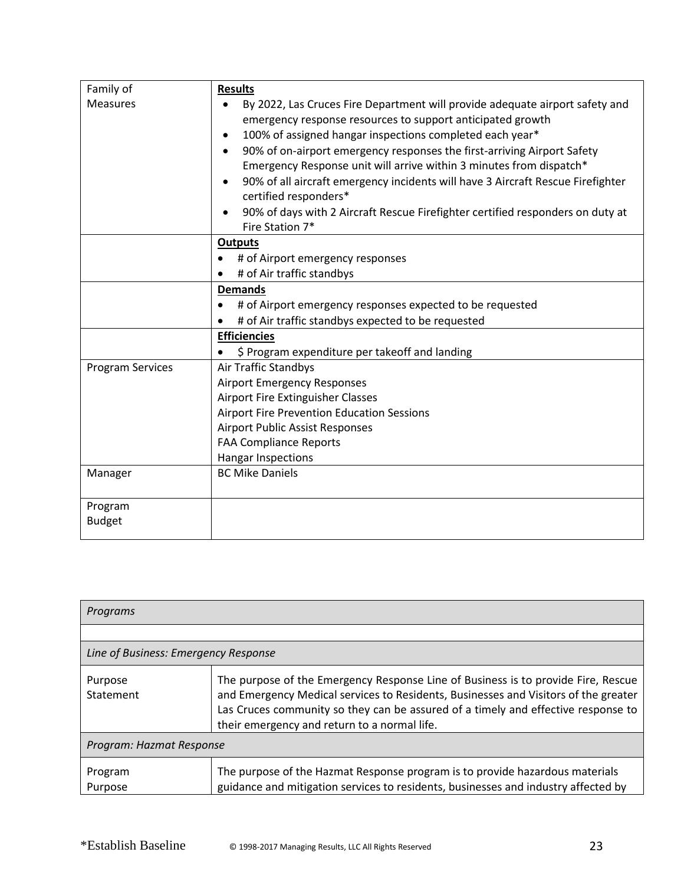| | |
|---|---|
| Family of Measures | **Results**<br>• By 2022, Las Cruces Fire Department will provide adequate airport safety and emergency response resources to support anticipated growth<br>• 100% of assigned hangar inspections completed each year*<br>• 90% of on-airport emergency responses the first-arriving Airport Safety Emergency Response unit will arrive within 3 minutes from dispatch*<br>• 90% of all aircraft emergency incidents will have 3 Aircraft Rescue Firefighter certified responders*<br>• 90% of days with 2 Aircraft Rescue Firefighter certified responders on duty at Fire Station 7* |
| | **Outputs**<br>• # of Airport emergency responses<br>• # of Air traffic standbys |
| | **Demands**<br>• # of Airport emergency responses expected to be requested<br>• # of Air traffic standbys expected to be requested |
| | **Efficiencies**<br>• $ Program expenditure per takeoff and landing |
| Program Services | Air Traffic Standbys<br>Airport Emergency Responses<br>Airport Fire Extinguisher Classes<br>Airport Fire Prevention Education Sessions<br>Airport Public Assist Responses<br>FAA Compliance Reports<br>Hangar Inspections |
| Manager | BC Mike Daniels |
| Program Budget | |

| *Programs* | |
|---|---|
| | |
| *Line of Business: Emergency Response* | |
| Purpose Statement | The purpose of the Emergency Response Line of Business is to provide Fire, Rescue and Emergency Medical services to Residents, Businesses and Visitors of the greater Las Cruces community so they can be assured of a timely and effective response to their emergency and return to a normal life. |
| *Program: Hazmat Response* | |
| Program Purpose | The purpose of the Hazmat Response program is to provide hazardous materials guidance and mitigation services to residents, businesses and industry affected by |

*Establish Baseline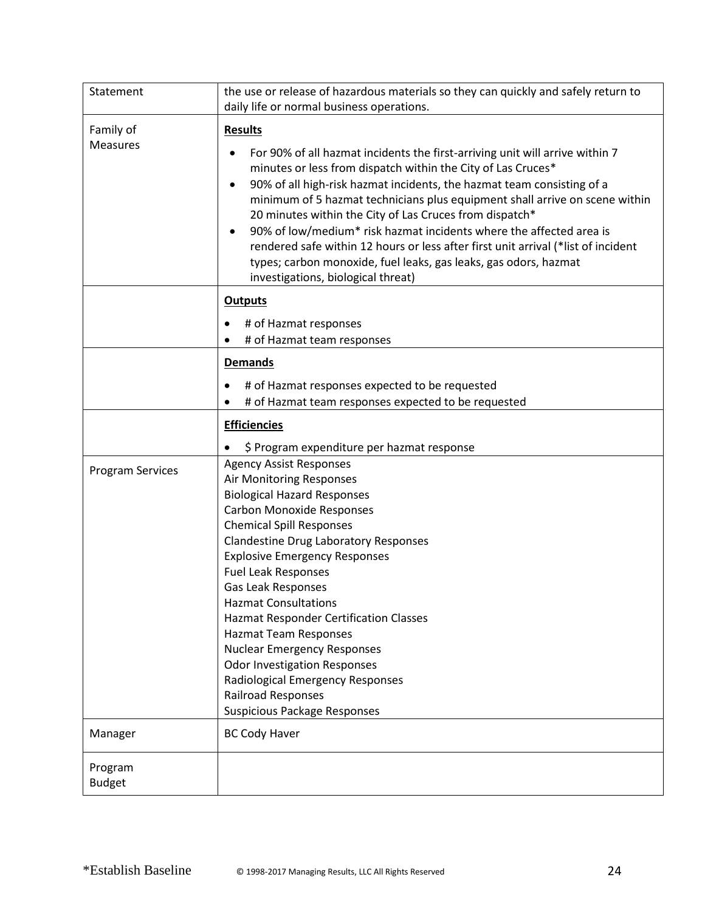| Statement | the use or release of hazardous materials so they can quickly and safely return to daily life or normal business operations. |
|---|---|
| Family of Measures | **Results**<br>• For 90% of all hazmat incidents the first-arriving unit will arrive within 7 minutes or less from dispatch within the City of Las Cruces*<br>• 90% of all high-risk hazmat incidents, the hazmat team consisting of a minimum of 5 hazmat technicians plus equipment shall arrive on scene within 20 minutes within the City of Las Cruces from dispatch*<br>• 90% of low/medium* risk hazmat incidents where the affected area is rendered safe within 12 hours or less after first unit arrival (*list of incident types; carbon monoxide, fuel leaks, gas leaks, gas odors, hazmat investigations, biological threat) |
| | **Outputs**<br>• # of Hazmat responses<br>• # of Hazmat team responses |
| | **Demands**<br>• # of Hazmat responses expected to be requested<br>• # of Hazmat team responses expected to be requested |
| | **Efficiencies**<br>• $ Program expenditure per hazmat response |
| Program Services | Agency Assist Responses<br>Air Monitoring Responses<br>Biological Hazard Responses<br>Carbon Monoxide Responses<br>Chemical Spill Responses<br>Clandestine Drug Laboratory Responses<br>Explosive Emergency Responses<br>Fuel Leak Responses<br>Gas Leak Responses<br>Hazmat Consultations<br>Hazmat Responder Certification Classes<br>Hazmat Team Responses<br>Nuclear Emergency Responses<br>Odor Investigation Responses<br>Radiological Emergency Responses<br>Railroad Responses<br>Suspicious Package Responses |
| Manager | BC Cody Haver |
| Program Budget | |

*Establish Baseline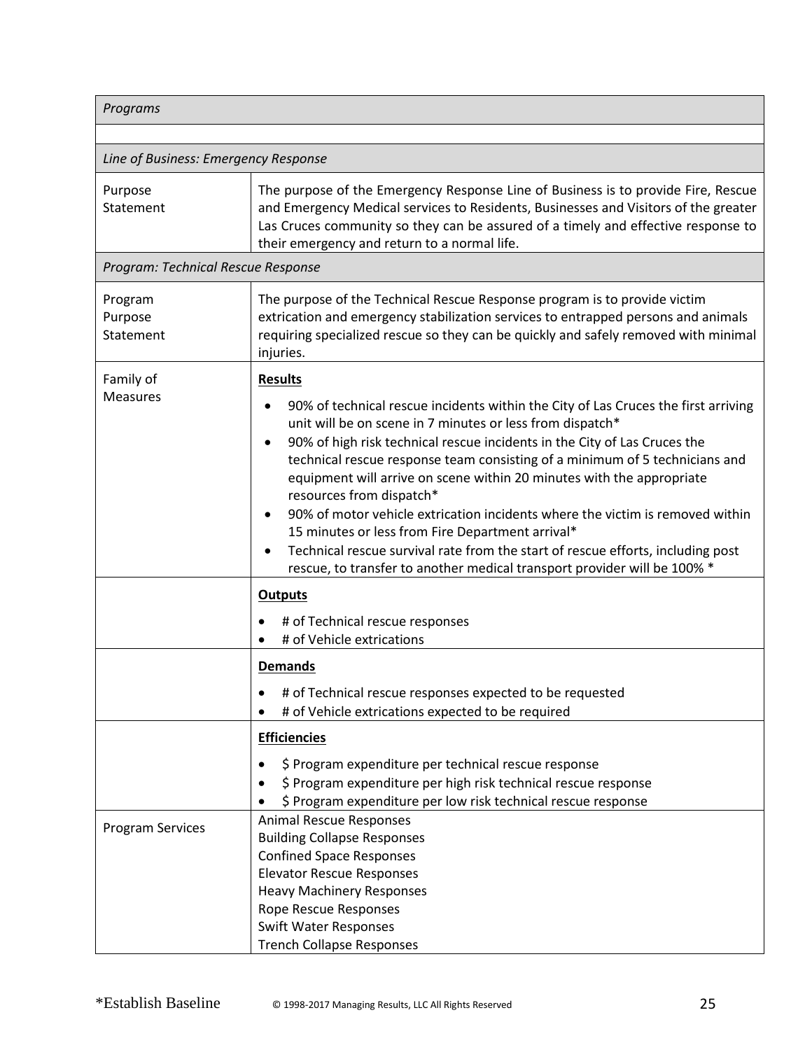| *Programs* | |
|---|---|
| | |
| *Line of Business: Emergency Response* | |
| Purpose Statement | The purpose of the Emergency Response Line of Business is to provide Fire, Rescue and Emergency Medical services to Residents, Businesses and Visitors of the greater Las Cruces community so they can be assured of a timely and effective response to their emergency and return to a normal life. |
| *Program: Technical Rescue Response* | |
| Program Purpose Statement | The purpose of the Technical Rescue Response program is to provide victim extrication and emergency stabilization services to entrapped persons and animals requiring specialized rescue so they can be quickly and safely removed with minimal injuries. |
| Family of Measures | **<u>Results</u>**<br>• 90% of technical rescue incidents within the City of Las Cruces the first arriving unit will be on scene in 7 minutes or less from dispatch*<br>• 90% of high risk technical rescue incidents in the City of Las Cruces the technical rescue response team consisting of a minimum of 5 technicians and equipment will arrive on scene within 20 minutes with the appropriate resources from dispatch*<br>• 90% of motor vehicle extrication incidents where the victim is removed within 15 minutes or less from Fire Department arrival*<br>• Technical rescue survival rate from the start of rescue efforts, including post rescue, to transfer to another medical transport provider will be 100% * |
| | **<u>Outputs</u>**<br>• # of Technical rescue responses<br>• # of Vehicle extrications |
| | **<u>Demands</u>**<br>• # of Technical rescue responses expected to be requested<br>• # of Vehicle extrications expected to be required |
| | **<u>Efficiencies</u>**<br>• $ Program expenditure per technical rescue response<br>• $ Program expenditure per high risk technical rescue response<br>• $ Program expenditure per low risk technical rescue response |
| Program Services | Animal Rescue Responses<br>Building Collapse Responses<br>Confined Space Responses<br>Elevator Rescue Responses<br>Heavy Machinery Responses<br>Rope Rescue Responses<br>Swift Water Responses<br>Trench Collapse Responses |

*Establish Baseline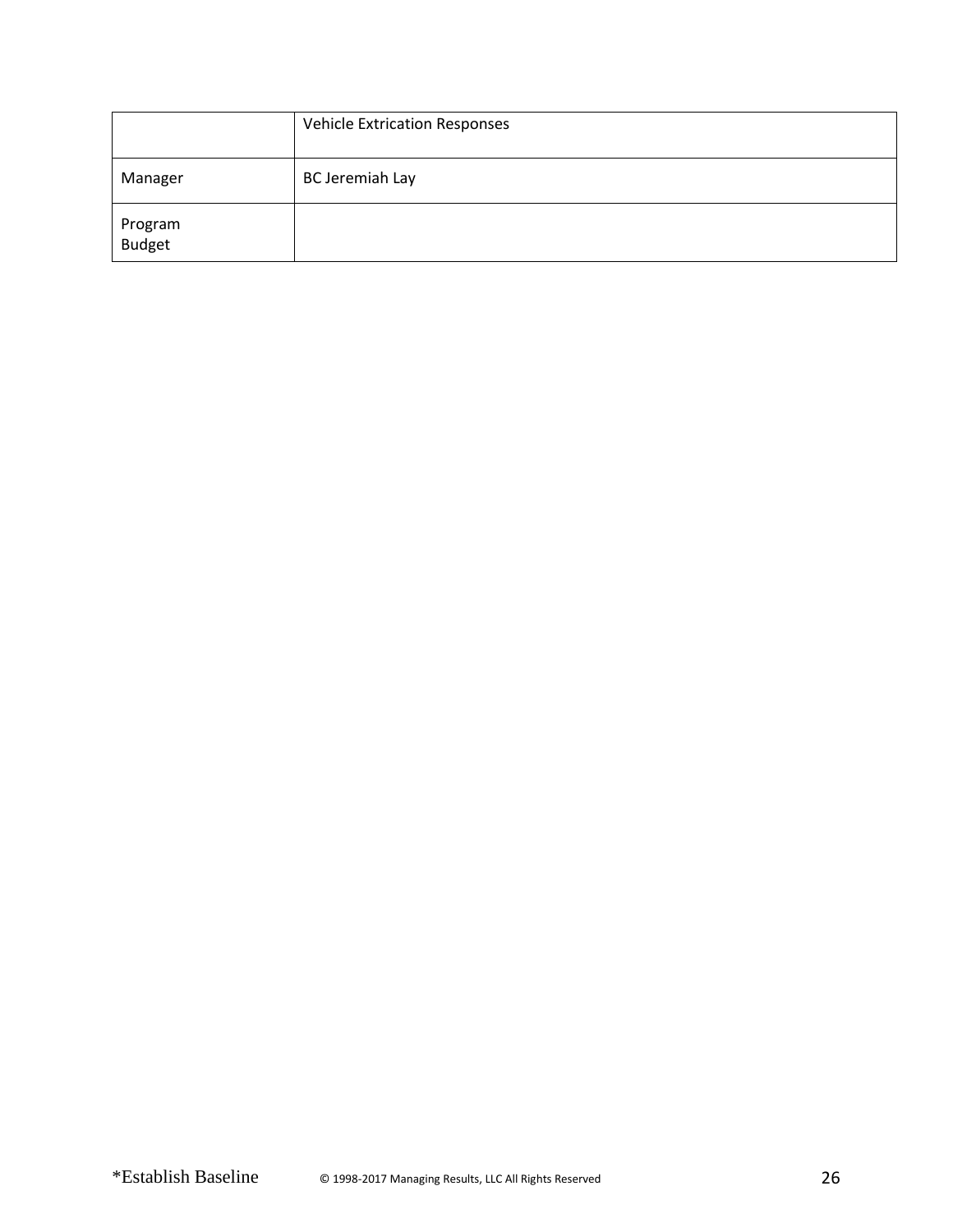| | |
|---|---|
| | Vehicle Extrication Responses |
| Manager | BC Jeremiah Lay |
| Program Budget | |

*Establish Baseline

© 1998-2017 Managing Results, LLC All Rights Reserved